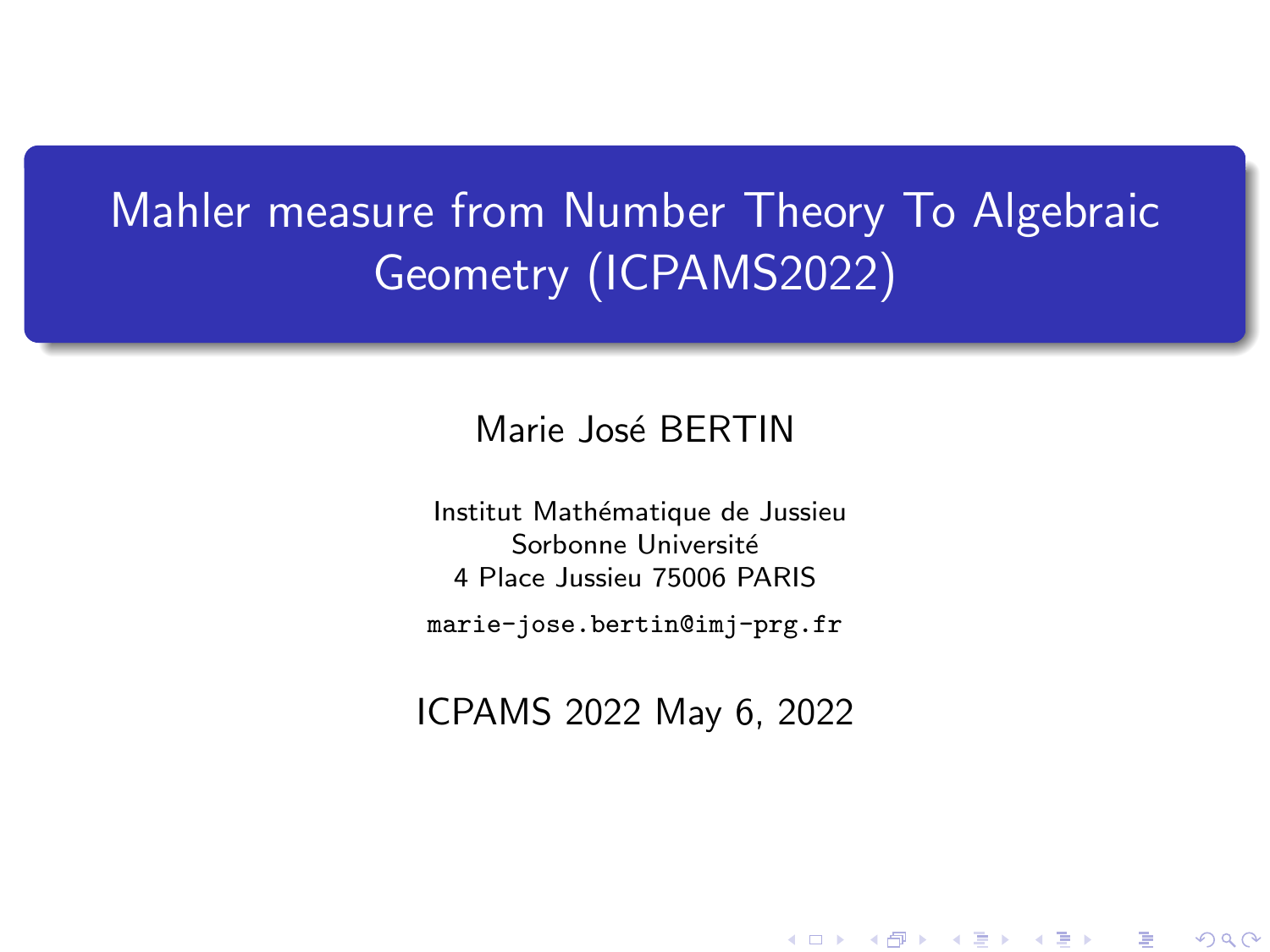# Mahler measure from Number Theory To Algebraic Geometry (ICPAMS2022)

Marie José BERTIN

Institut Mathématique de Jussieu
Sorbonne Université
4 Place Jussieu 75006 PARIS

marie-jose.bertin@imj-prg.fr

ICPAMS 2022 May 6, 2022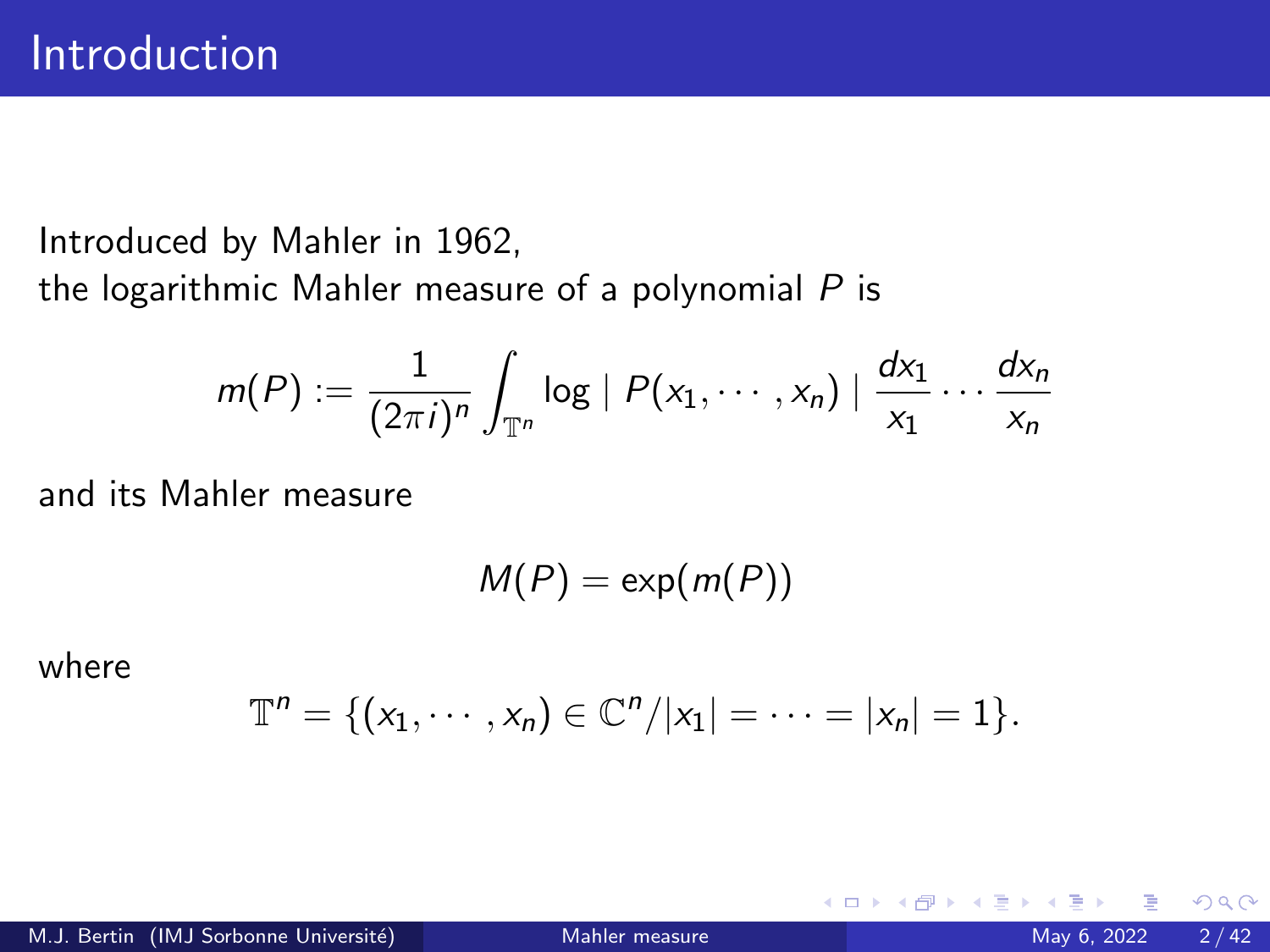# Introduction

Introduced by Mahler in 1962,
the logarithmic Mahler measure of a polynomial $P$ is

$$m(P) := \frac{1}{(2\pi i)^n} \int_{\mathbb{T}^n} \log \mid P(x_1, \cdots, x_n) \mid \frac{dx_1}{x_1} \cdots \frac{dx_n}{x_n}$$

and its Mahler measure

$$M(P) = \exp(m(P))$$

where

$$\mathbb{T}^n = \{(x_1, \cdots, x_n) \in \mathbb{C}^n / |x_1| = \cdots = |x_n| = 1\}.$$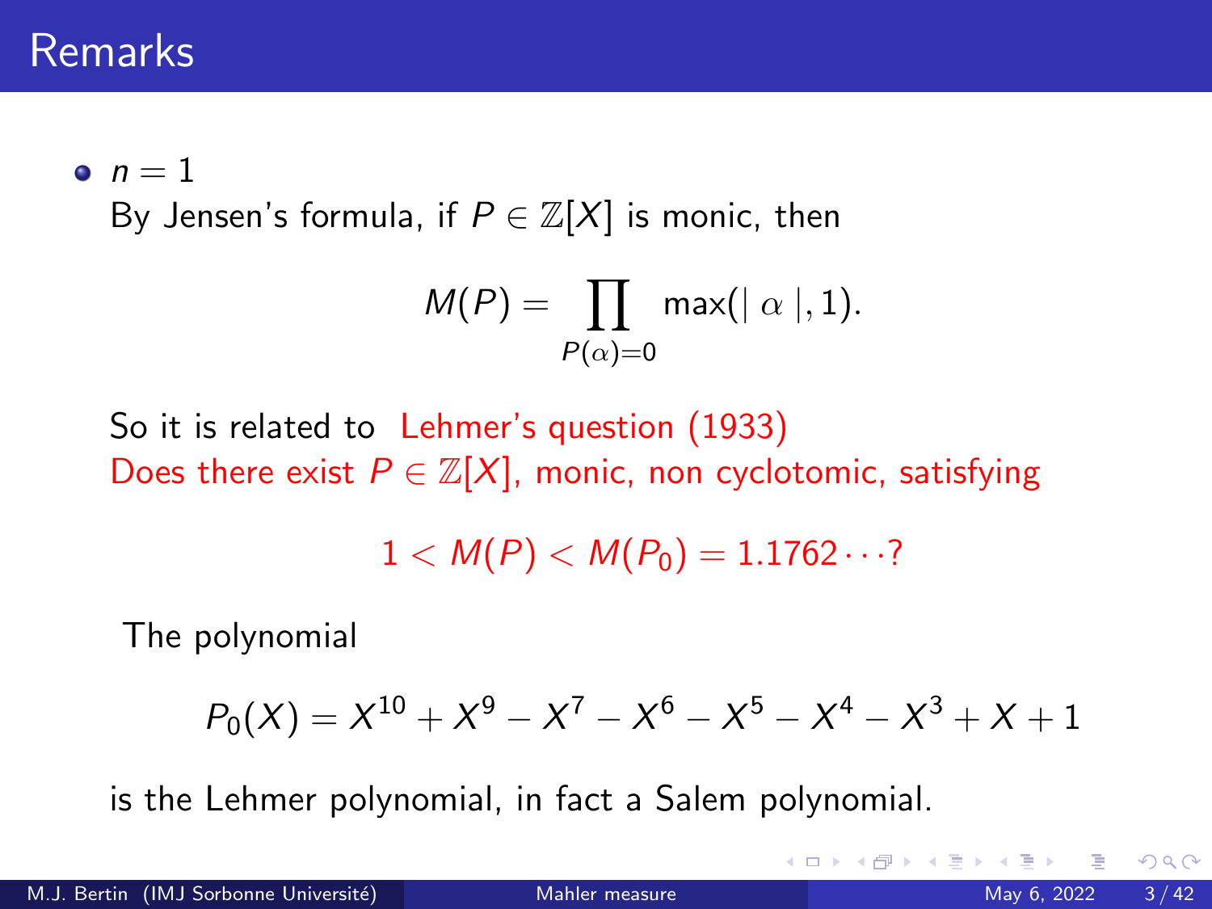# Remarks

- $n = 1$

  By Jensen's formula, if $P \in \mathbb{Z}[X]$ is monic, then

$$M(P) = \prod_{P(\alpha)=0} \max(|\ \alpha\ |, 1).$$

So it is related to Lehmer's question (1933)

Does there exist $P \in \mathbb{Z}[X]$, monic, non cyclotomic, satisfying

$$1 < M(P) < M(P_0) = 1.1762\cdots?$$

The polynomial

$$P_0(X) = X^{10} + X^9 - X^7 - X^6 - X^5 - X^4 - X^3 + X + 1$$

is the Lehmer polynomial, in fact a Salem polynomial.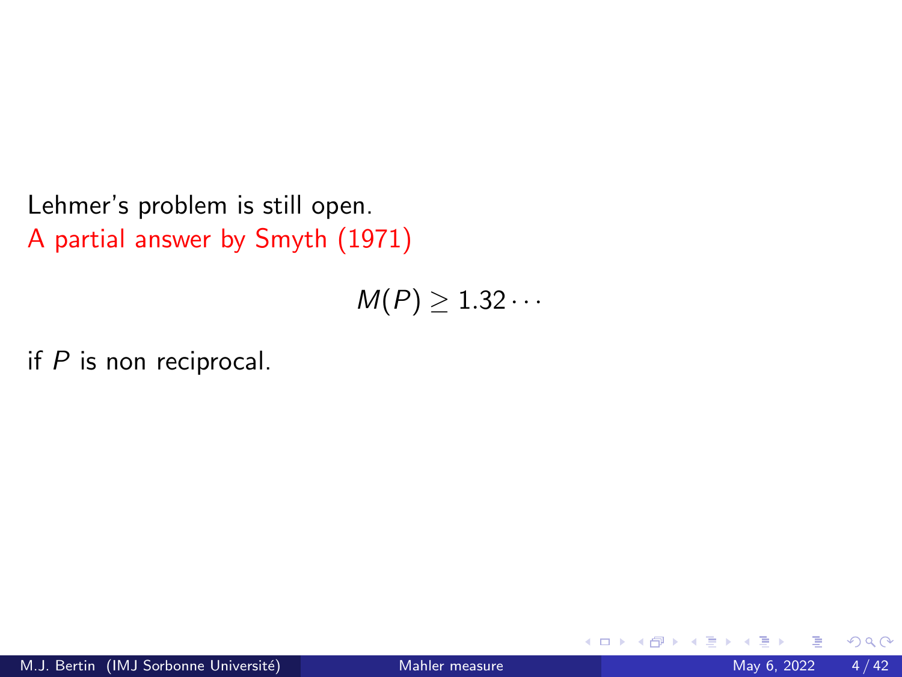Lehmer's problem is still open.

A partial answer by Smyth (1971)

$$M(P) \geq 1.32\cdots$$

if $P$ is non reciprocal.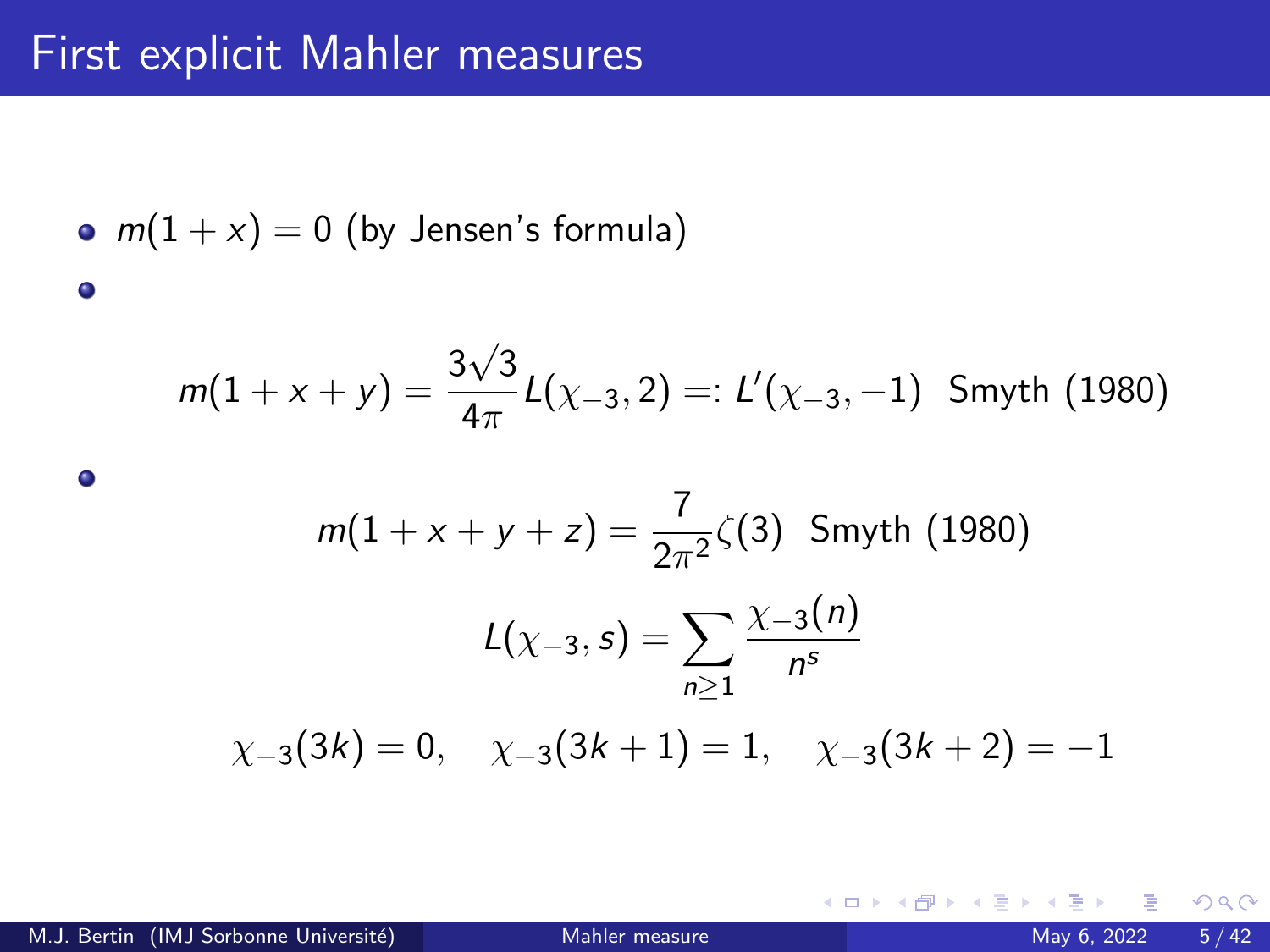# First explicit Mahler measures

- $m(1+x) = 0$ (by Jensen's formula)
- $$m(1+x+y) = \frac{3\sqrt{3}}{4\pi} L(\chi_{-3}, 2) =: L'(\chi_{-3}, -1) \text{ Smyth (1980)}$$
- $$m(1+x+y+z) = \frac{7}{2\pi^2}\zeta(3) \text{ Smyth (1980)}$$

$$L(\chi_{-3}, s) = \sum_{n \geq 1} \frac{\chi_{-3}(n)}{n^s}$$

$$\chi_{-3}(3k) = 0, \quad \chi_{-3}(3k+1) = 1, \quad \chi_{-3}(3k+2) = -1$$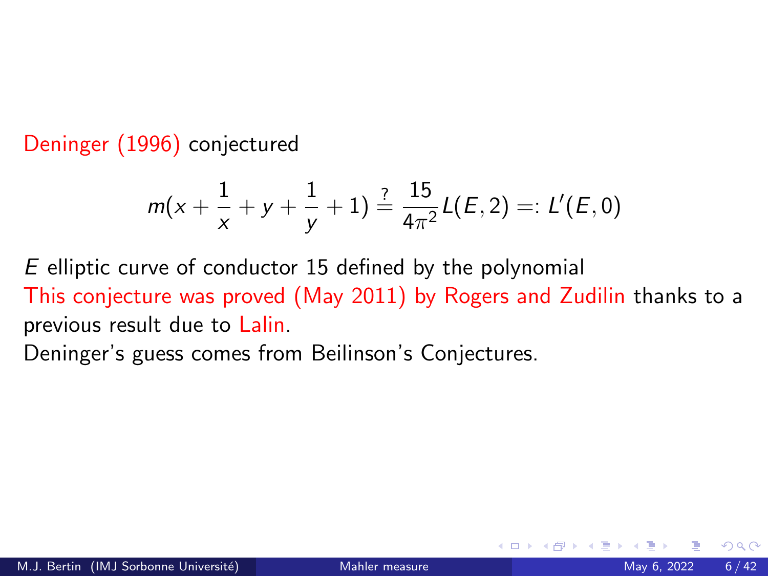Deninger (1996) conjectured

$$m(x + \frac{1}{x} + y + \frac{1}{y} + 1) \stackrel{?}{=} \frac{15}{4\pi^2} L(E, 2) =: L'(E, 0)$$

$E$ elliptic curve of conductor 15 defined by the polynomial

This conjecture was proved (May 2011) by Rogers and Zudilin thanks to a previous result due to Lalin.

Deninger's guess comes from Beilinson's Conjectures.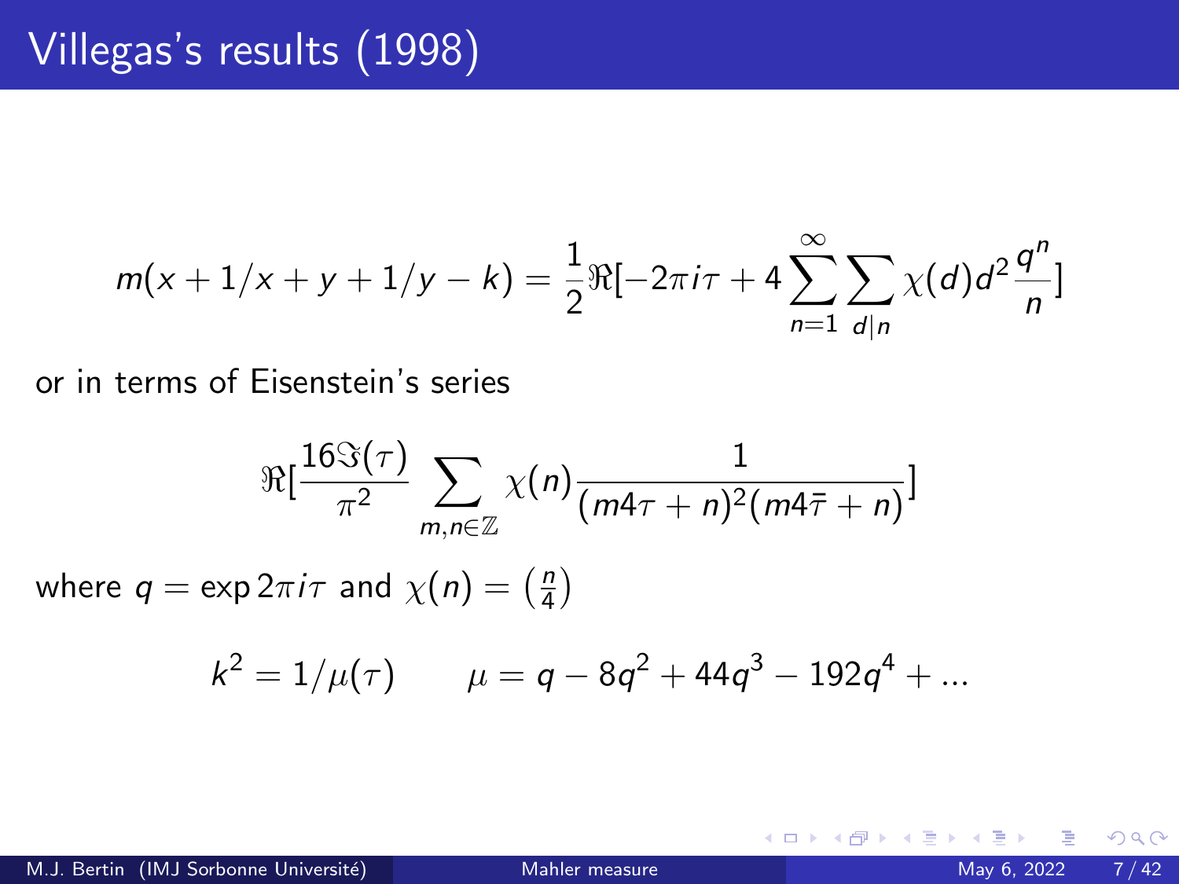# Villegas's results (1998)

$$m(x + 1/x + y + 1/y - k) = \frac{1}{2}\Re[-2\pi i\tau + 4\sum_{n=1}^{\infty}\sum_{d|n}\chi(d)d^2\frac{q^n}{n}]$$

or in terms of Eisenstein's series

$$\Re[\frac{16\Im(\tau)}{\pi^2}\sum_{m,n\in\mathbb{Z}}\chi(n)\frac{1}{(m4\tau + n)^2(m4\bar{\tau} + n)}]$$

where $q = \exp 2\pi i\tau$ and $\chi(n) = \left(\frac{n}{4}\right)$

$$k^2 = 1/\mu(\tau) \qquad \mu = q - 8q^2 + 44q^3 - 192q^4 + ...$$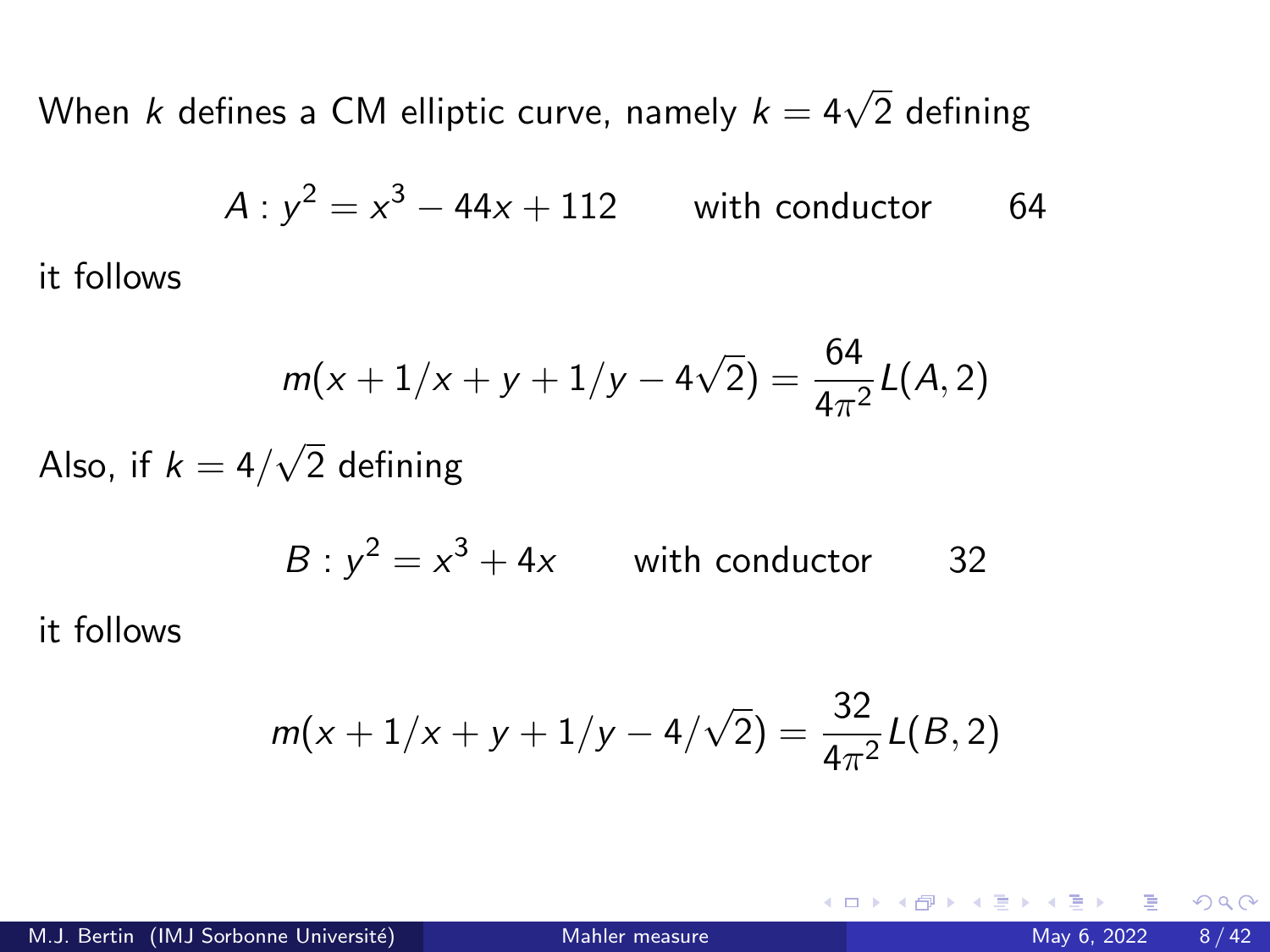When $k$ defines a CM elliptic curve, namely $k = 4\sqrt{2}$ defining

$$A : y^2 = x^3 - 44x + 112 \qquad \text{with conductor} \qquad 64$$

it follows

$$m(x + 1/x + y + 1/y - 4\sqrt{2}) = \frac{64}{4\pi^2} L(A, 2)$$

Also, if $k = 4/\sqrt{2}$ defining

$$B : y^2 = x^3 + 4x \qquad \text{with conductor} \qquad 32$$

it follows

$$m(x + 1/x + y + 1/y - 4/\sqrt{2}) = \frac{32}{4\pi^2} L(B, 2)$$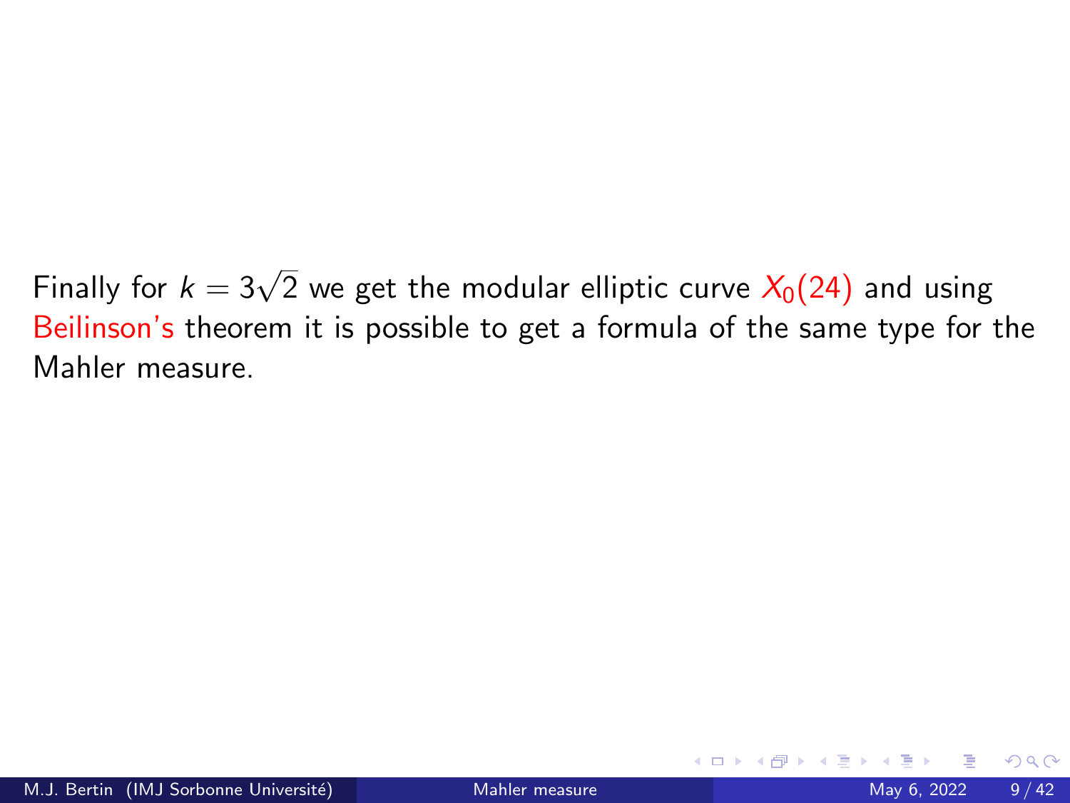Finally for $k = 3\sqrt{2}$ we get the modular elliptic curve $X_0(24)$ and using Beilinson's theorem it is possible to get a formula of the same type for the Mahler measure.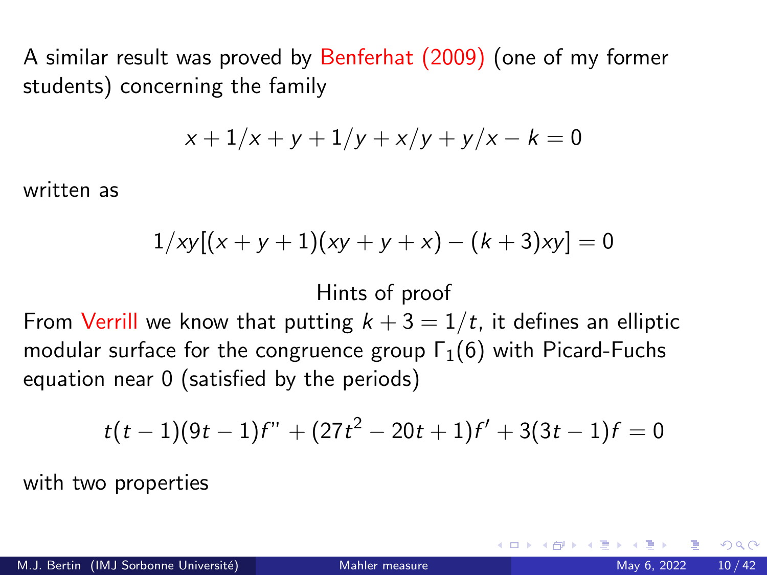A similar result was proved by Benferhat (2009) (one of my former students) concerning the family

$$x + 1/x + y + 1/y + x/y + y/x - k = 0$$

written as

$$1/xy[(x + y + 1)(xy + y + x) - (k + 3)xy] = 0$$

Hints of proof

From Verrill we know that putting $k + 3 = 1/t$, it defines an elliptic modular surface for the congruence group $\Gamma_1(6)$ with Picard-Fuchs equation near 0 (satisfied by the periods)

$$t(t-1)(9t-1)f'' + (27t^2 - 20t + 1)f' + 3(3t-1)f = 0$$

with two properties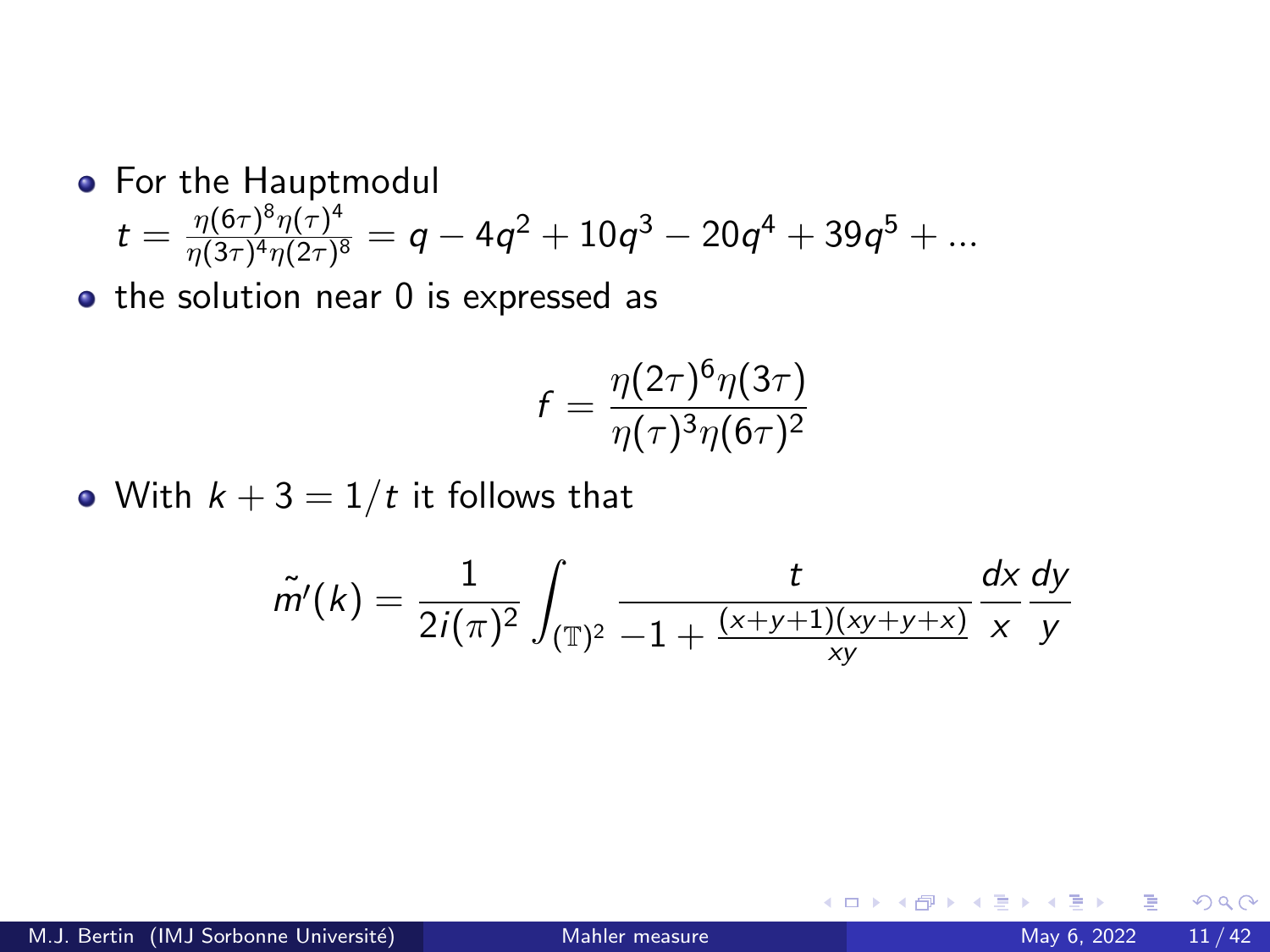- For the Hauptmodul $t = \frac{\eta(6\tau)^8 \eta(\tau)^4}{\eta(3\tau)^4 \eta(2\tau)^8} = q - 4q^2 + 10q^3 - 20q^4 + 39q^5 + \ldots$
- the solution near 0 is expressed as

$$f = \frac{\eta(2\tau)^6 \eta(3\tau)}{\eta(\tau)^3 \eta(6\tau)^2}$$

- With $k + 3 = 1/t$ it follows that

$$\tilde{m}'(k) = \frac{1}{2i(\pi)^2} \int_{(\mathbb{T})^2} \frac{t}{-1 + \frac{(x+y+1)(xy+y+x)}{xy}} \frac{dx}{x} \frac{dy}{y}$$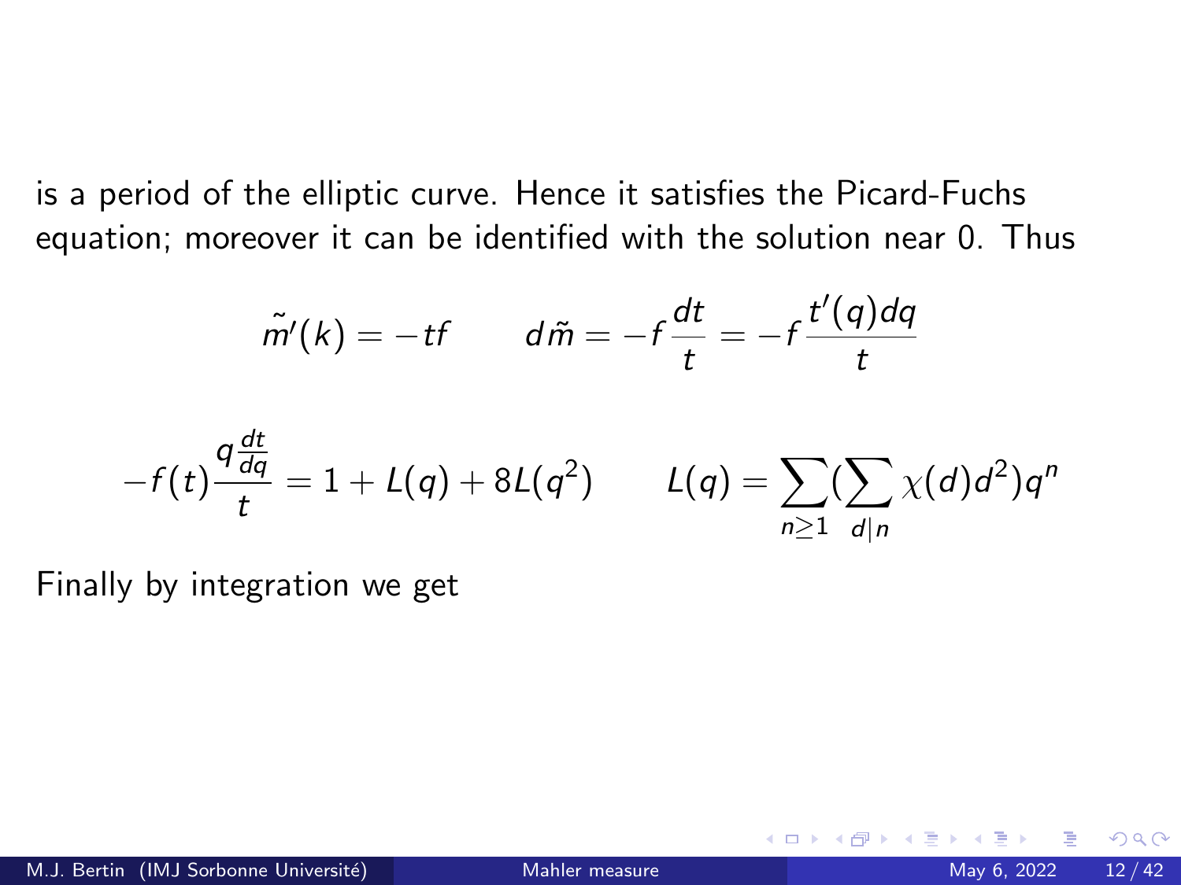is a period of the elliptic curve. Hence it satisfies the Picard-Fuchs equation; moreover it can be identified with the solution near 0. Thus

$$\tilde{m}'(k) = -tf \qquad d\tilde{m} = -f\frac{dt}{t} = -f\frac{t'(q)dq}{t}$$

$$-f(t)\frac{q\frac{dt}{dq}}{t} = 1 + L(q) + 8L(q^2) \qquad L(q) = \sum_{n\geq 1}(\sum_{d|n}\chi(d)d^2)q^n$$

Finally by integration we get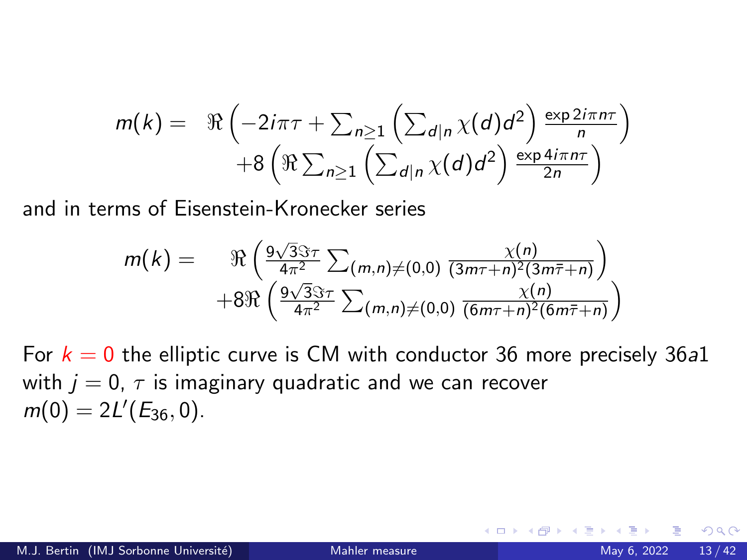$$
\begin{aligned}
m(k) = \quad & \Re\left(-2i\pi\tau + \sum_{n\geq 1}\left(\sum_{d|n}\chi(d)d^2\right)\frac{\exp 2i\pi n\tau}{n}\right) \\
& +8\left(\Re\sum_{n\geq 1}\left(\sum_{d|n}\chi(d)d^2\right)\frac{\exp 4i\pi n\tau}{2n}\right)
\end{aligned}
$$

and in terms of Eisenstein-Kronecker series

$$
\begin{aligned}
m(k) = \quad & \Re\left(\frac{9\sqrt{3}\Im\tau}{4\pi^2}\sum_{(m,n)\neq(0,0)}\frac{\chi(n)}{(3m\tau+n)^2(3m\bar{\tau}+n)}\right) \\
& +8\Re\left(\frac{9\sqrt{3}\Im\tau}{4\pi^2}\sum_{(m,n)\neq(0,0)}\frac{\chi(n)}{(6m\tau+n)^2(6m\bar{\tau}+n)}\right)
\end{aligned}
$$

For $k=0$ the elliptic curve is CM with conductor 36 more precisely $36a1$ with $j=0$, $\tau$ is imaginary quadratic and we can recover $m(0) = 2L'(E_{36}, 0)$.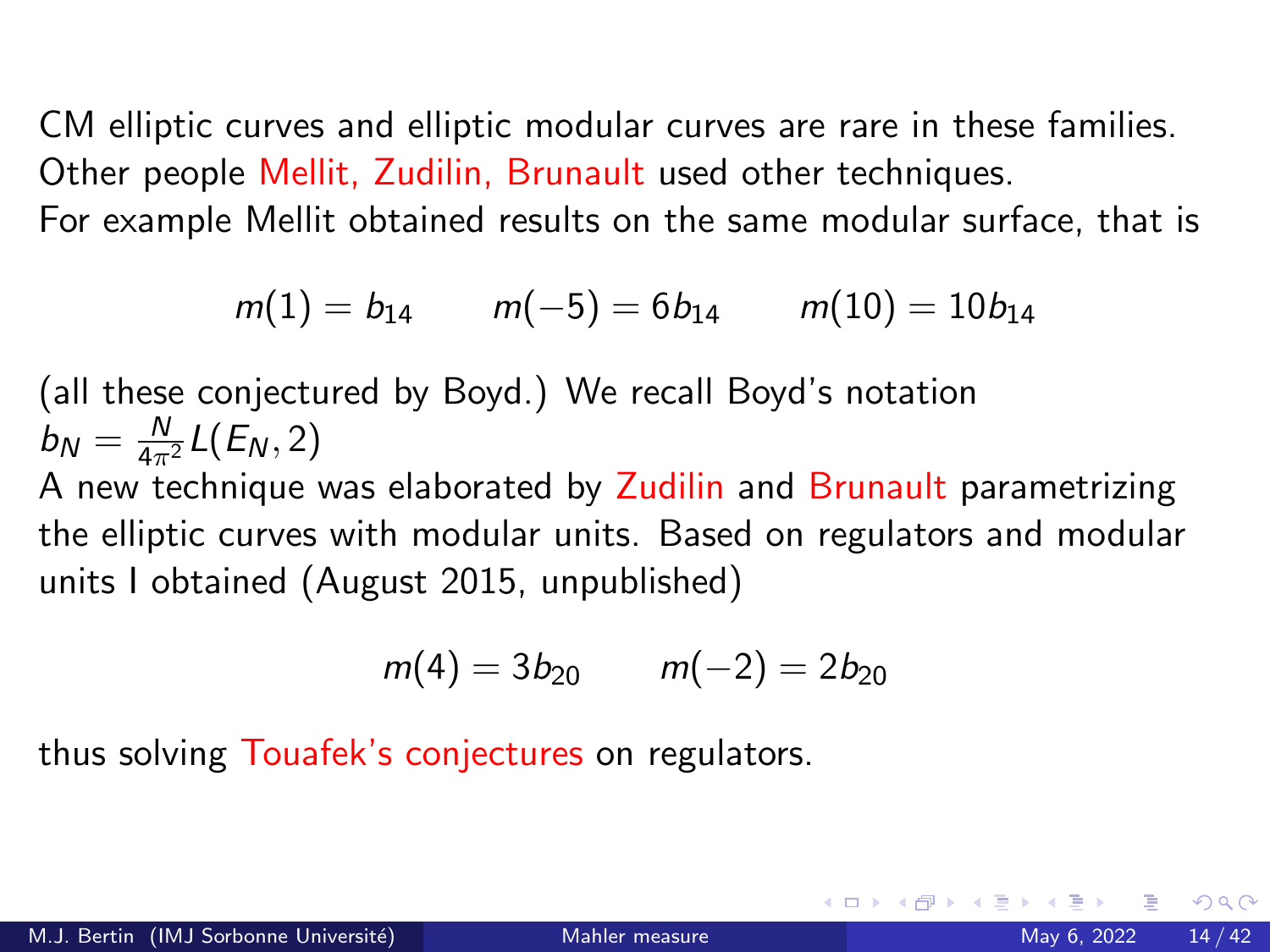CM elliptic curves and elliptic modular curves are rare in these families. Other people Mellit, Zudilin, Brunault used other techniques.
For example Mellit obtained results on the same modular surface, that is

$$m(1) = b_{14} \qquad m(-5) = 6b_{14} \qquad m(10) = 10b_{14}$$

(all these conjectured by Boyd.) We recall Boyd's notation
$b_N = \frac{N}{4\pi^2} L(E_N, 2)$
A new technique was elaborated by Zudilin and Brunault parametrizing the elliptic curves with modular units. Based on regulators and modular units I obtained (August 2015, unpublished)

$$m(4) = 3b_{20} \qquad m(-2) = 2b_{20}$$

thus solving Touafek's conjectures on regulators.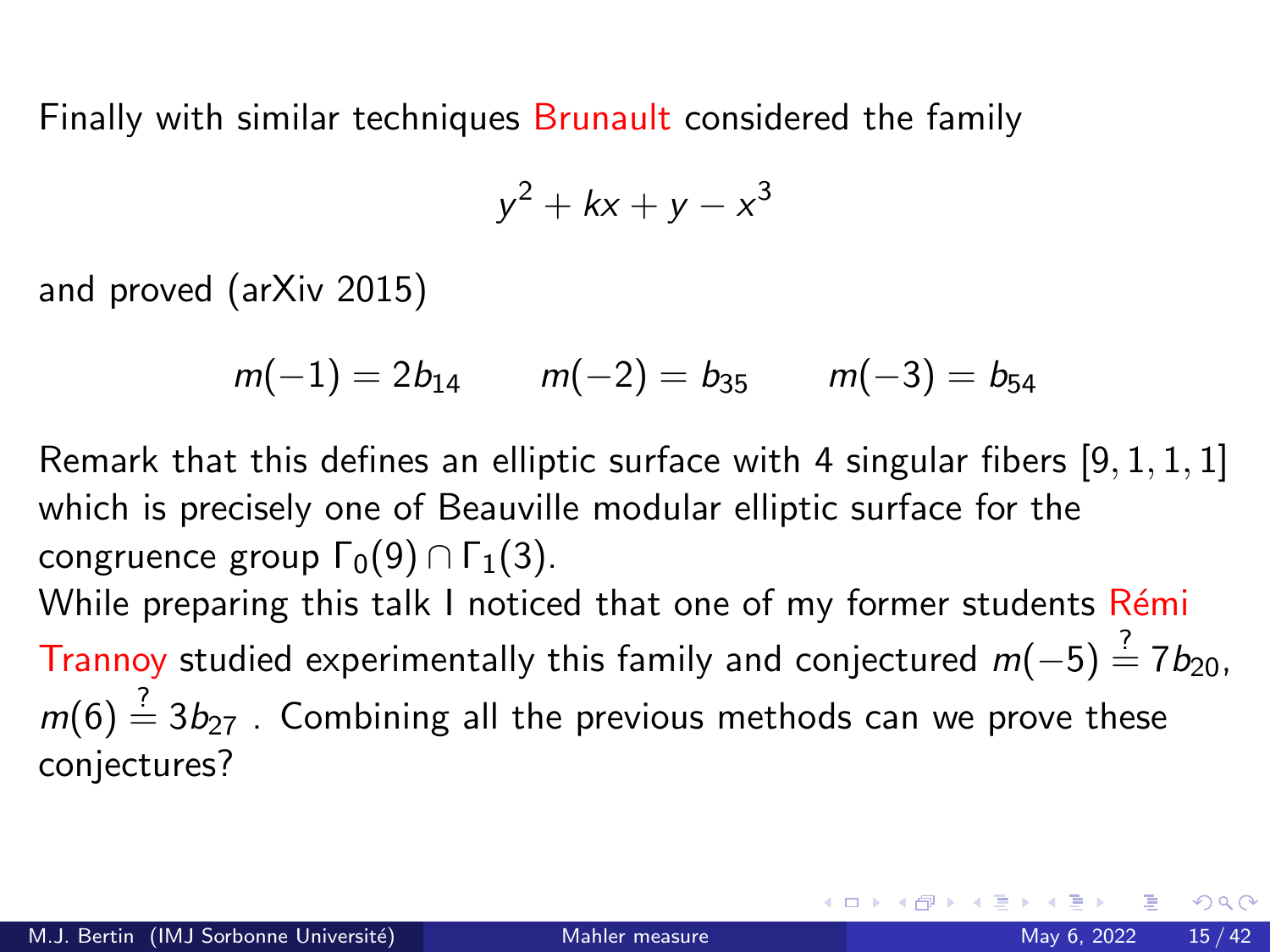Finally with similar techniques Brunault considered the family

$$y^2 + kx + y - x^3$$

and proved (arXiv 2015)

$$m(-1) = 2b_{14} \qquad m(-2) = b_{35} \qquad m(-3) = b_{54}$$

Remark that this defines an elliptic surface with 4 singular fibers [9, 1, 1, 1] which is precisely one of Beauville modular elliptic surface for the congruence group $\Gamma_0(9) \cap \Gamma_1(3)$.

While preparing this talk I noticed that one of my former students Rémi Trannoy studied experimentally this family and conjectured $m(-5) \stackrel{?}{=} 7b_{20}$, $m(6) \stackrel{?}{=} 3b_{27}$ . Combining all the previous methods can we prove these conjectures?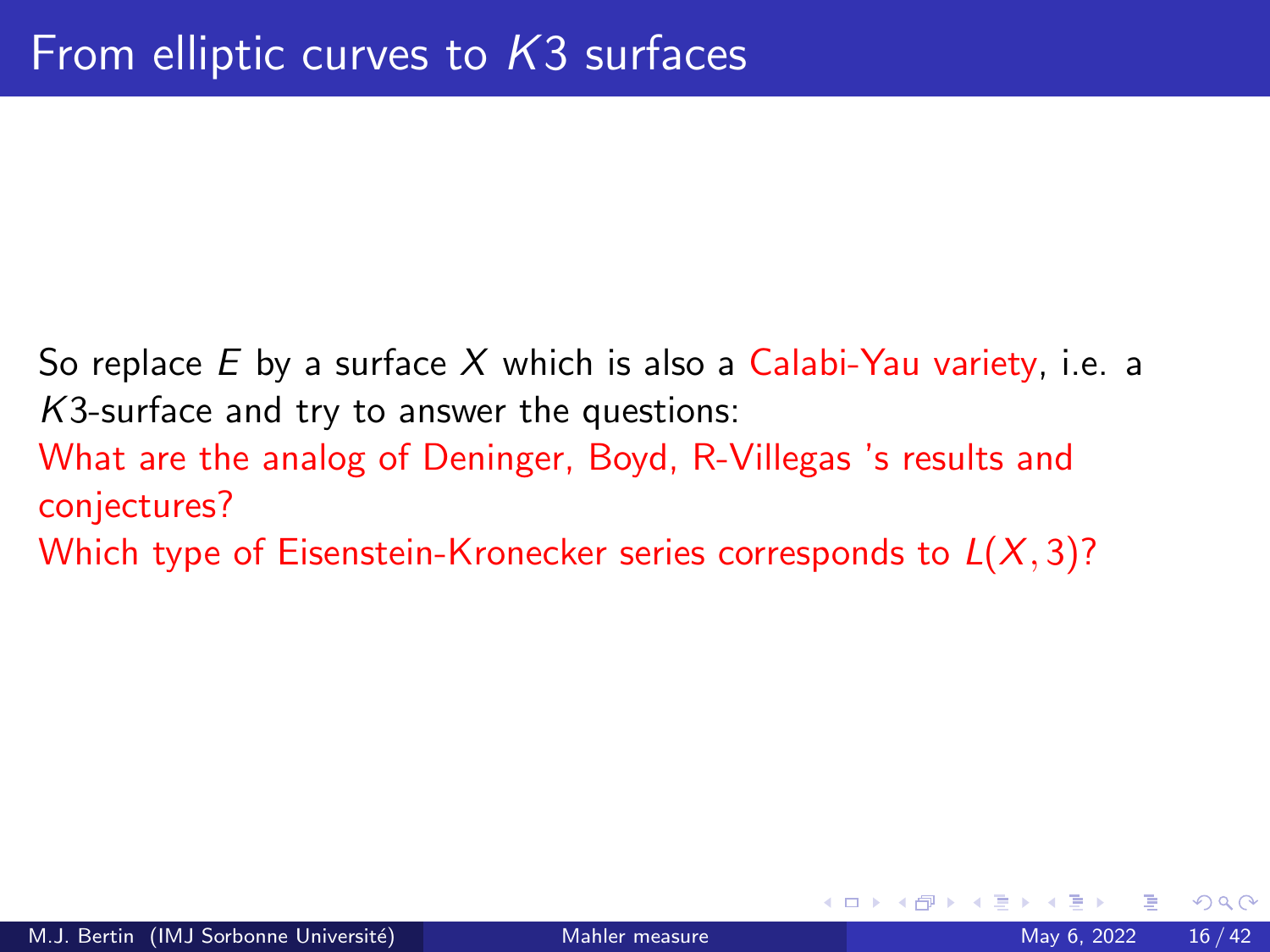# From elliptic curves to $K3$ surfaces

So replace $E$ by a surface $X$ which is also a Calabi-Yau variety, i.e. a $K3$-surface and try to answer the questions:

What are the analog of Deninger, Boyd, R-Villegas 's results and conjectures?

Which type of Eisenstein-Kronecker series corresponds to $L(X, 3)$?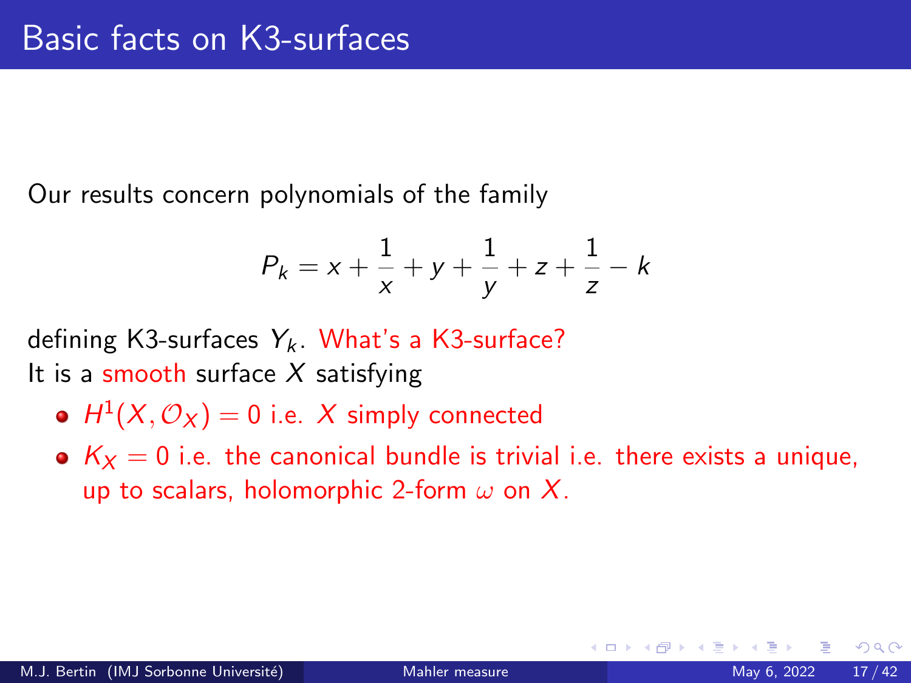# Basic facts on K3-surfaces

Our results concern polynomials of the family

$$P_k = x + \frac{1}{x} + y + \frac{1}{y} + z + \frac{1}{z} - k$$

defining K3-surfaces $Y_k$. What's a K3-surface?
It is a smooth surface $X$ satisfying

- $H^1(X, \mathcal{O}_X) = 0$ i.e. $X$ simply connected
- $K_X = 0$ i.e. the canonical bundle is trivial i.e. there exists a unique, up to scalars, holomorphic 2-form $\omega$ on $X$.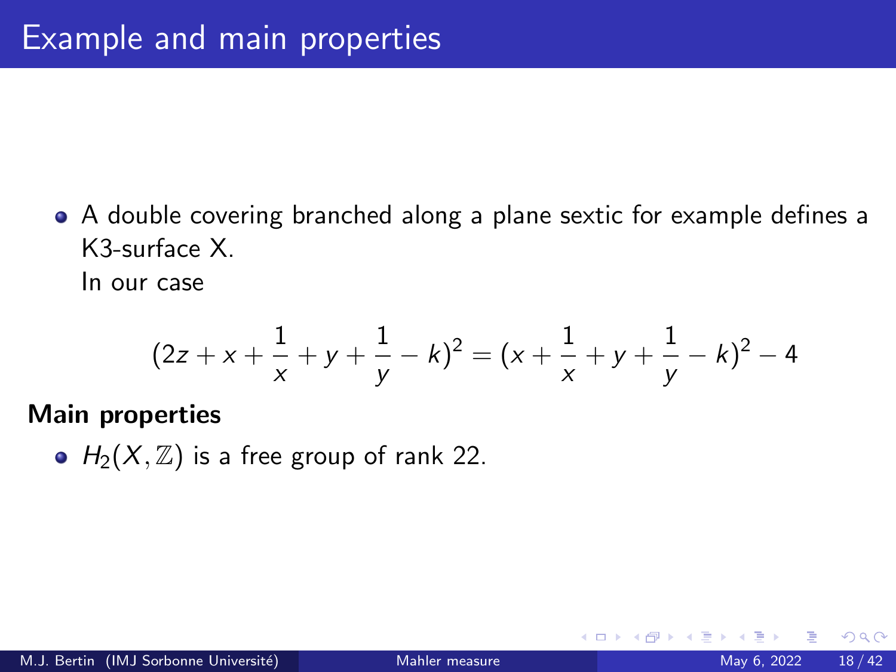# Example and main properties

- A double covering branched along a plane sextic for example defines a K3-surface X.

  In our case

$$(2z + x + \frac{1}{x} + y + \frac{1}{y} - k)^2 = (x + \frac{1}{x} + y + \frac{1}{y} - k)^2 - 4$$

**Main properties**

- $H_2(X, \mathbb{Z})$ is a free group of rank 22.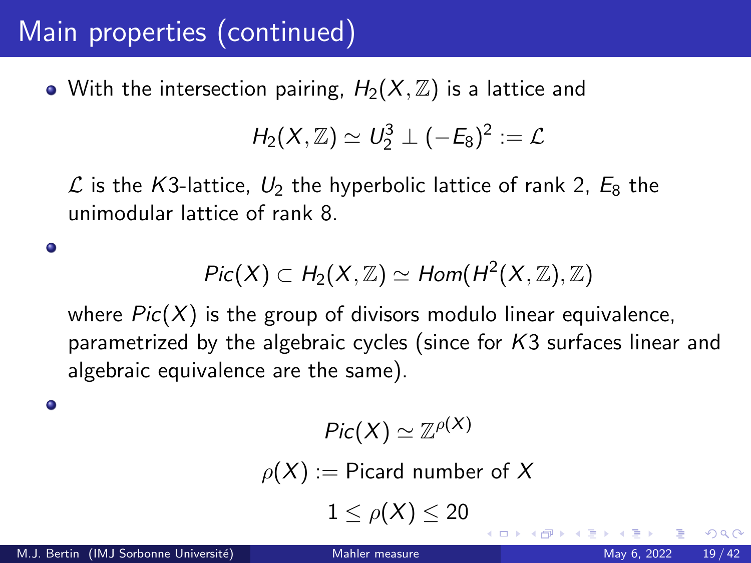# Main properties (continued)

- With the intersection pairing, $H_2(X, \mathbb{Z})$ is a lattice and

  $$H_2(X, \mathbb{Z}) \simeq U_2^3 \perp (-E_8)^2 := \mathcal{L}$$

  $\mathcal{L}$ is the $K3$-lattice, $U_2$ the hyperbolic lattice of rank 2, $E_8$ the unimodular lattice of rank 8.

- $$Pic(X) \subset H_2(X, \mathbb{Z}) \simeq Hom(H^2(X, \mathbb{Z}), \mathbb{Z})$$

  where $Pic(X)$ is the group of divisors modulo linear equivalence, parametrized by the algebraic cycles (since for $K3$ surfaces linear and algebraic equivalence are the same).

- $$Pic(X) \simeq \mathbb{Z}^{\rho(X)}$$

  $$\rho(X) := \text{Picard number of } X$$

  $$1 \leq \rho(X) \leq 20$$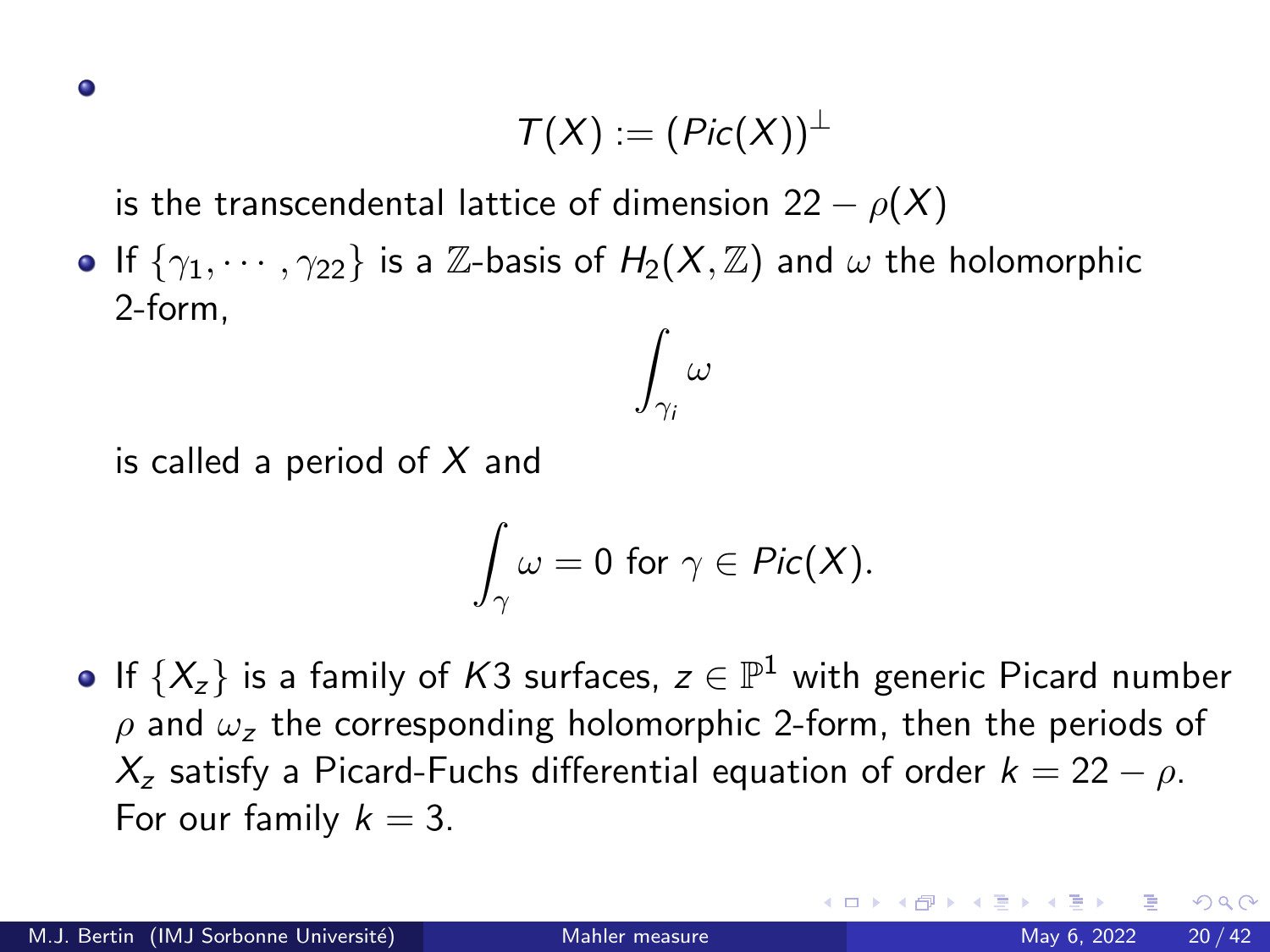- $$T(X) := (Pic(X))^{\perp}$$

  is the transcendental lattice of dimension $22 - \rho(X)$

- If $\{\gamma_1, \cdots, \gamma_{22}\}$ is a $\mathbb{Z}$-basis of $H_2(X, \mathbb{Z})$ and $\omega$ the holomorphic 2-form,

  $$\int_{\gamma_i} \omega$$

  is called a period of $X$ and

  $$\int_{\gamma} \omega = 0 \text{ for } \gamma \in Pic(X).$$

- If $\{X_z\}$ is a family of $K3$ surfaces, $z \in \mathbb{P}^1$ with generic Picard number $\rho$ and $\omega_z$ the corresponding holomorphic 2-form, then the periods of $X_z$ satisfy a Picard-Fuchs differential equation of order $k = 22 - \rho$. For our family $k = 3$.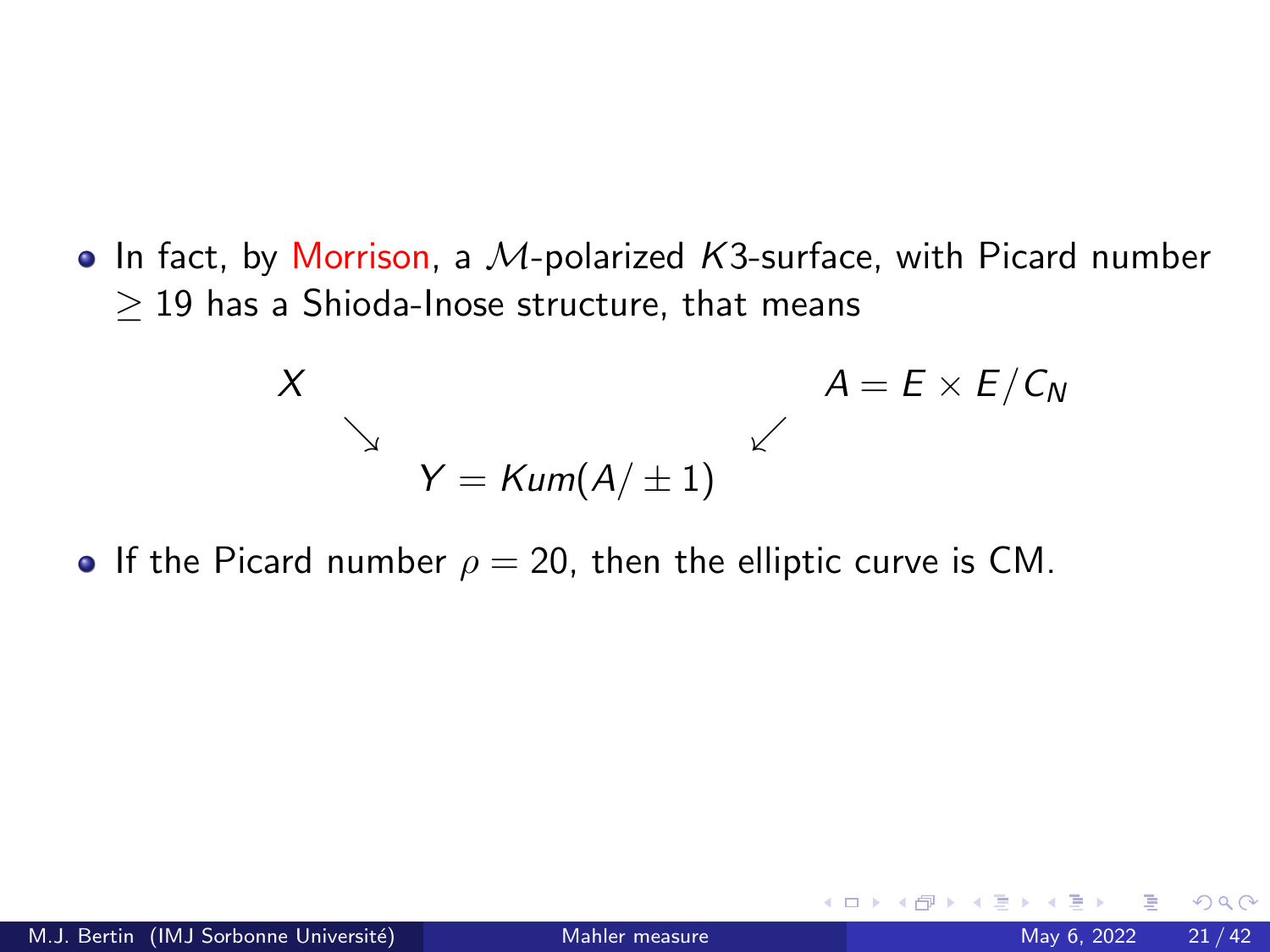- In fact, by Morrison, a $\mathcal{M}$-polarized $K3$-surface, with Picard number $\geq 19$ has a Shioda-Inose structure, that means

$$
\begin{array}{ccccc}
X & & & & A = E \times E/C_N \\
& \searrow & & \swarrow & \\
& & Y = Kum(A/\pm 1) & &
\end{array}
$$

- If the Picard number $\rho = 20$, then the elliptic curve is CM.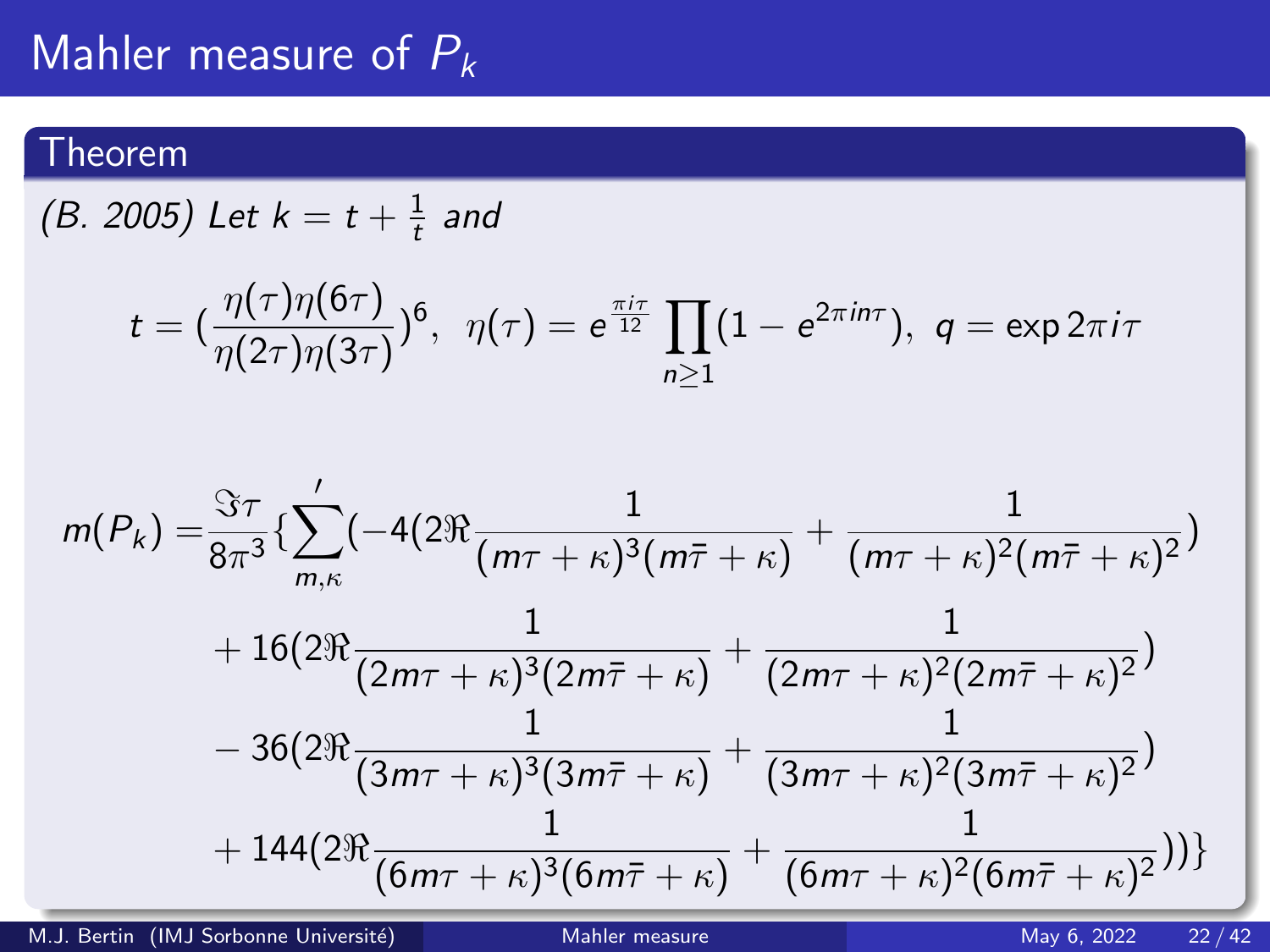# Mahler measure of $P_k$

## Theorem

*(B. 2005) Let* $k = t + \frac{1}{t}$ *and*

$$t = (\frac{\eta(\tau)\eta(6\tau)}{\eta(2\tau)\eta(3\tau)})^6, \;\; \eta(\tau) = e^{\frac{\pi i \tau}{12}} \prod_{n \geq 1} (1 - e^{2\pi i n \tau}), \;\; q = \exp 2\pi i \tau$$

$$\begin{aligned}
m(P_k) = & \frac{\Im \tau}{8\pi^3} \{ \sum_{m,\kappa}{}' (-4(2\Re \frac{1}{(m\tau+\kappa)^3(m\bar{\tau}+\kappa)} + \frac{1}{(m\tau+\kappa)^2(m\bar{\tau}+\kappa)^2}) \\
& + 16(2\Re \frac{1}{(2m\tau+\kappa)^3(2m\bar{\tau}+\kappa)} + \frac{1}{(2m\tau+\kappa)^2(2m\bar{\tau}+\kappa)^2}) \\
& - 36(2\Re \frac{1}{(3m\tau+\kappa)^3(3m\bar{\tau}+\kappa)} + \frac{1}{(3m\tau+\kappa)^2(3m\bar{\tau}+\kappa)^2}) \\
& + 144(2\Re \frac{1}{(6m\tau+\kappa)^3(6m\bar{\tau}+\kappa)} + \frac{1}{(6m\tau+\kappa)^2(6m\bar{\tau}+\kappa)^2})) \}
\end{aligned}$$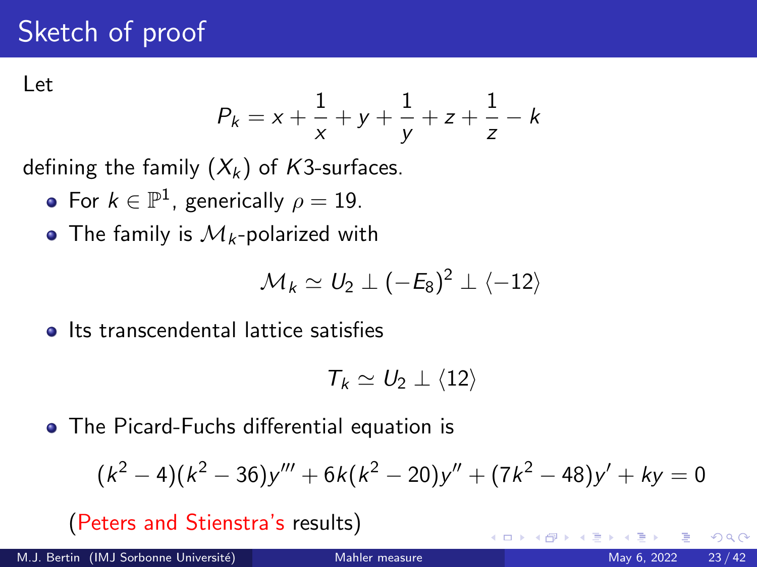# Sketch of proof

Let

$$P_k = x + \frac{1}{x} + y + \frac{1}{y} + z + \frac{1}{z} - k$$

defining the family $(X_k)$ of $K3$-surfaces.

- For $k \in \mathbb{P}^1$, generically $\rho = 19$.
- The family is $\mathcal{M}_k$-polarized with

$$\mathcal{M}_k \simeq U_2 \perp (-E_8)^2 \perp \langle -12 \rangle$$

- Its transcendental lattice satisfies

$$T_k \simeq U_2 \perp \langle 12 \rangle$$

- The Picard-Fuchs differential equation is

$$(k^2-4)(k^2-36)y''' + 6k(k^2-20)y'' + (7k^2-48)y' + ky = 0$$

(Peters and Stienstra's results)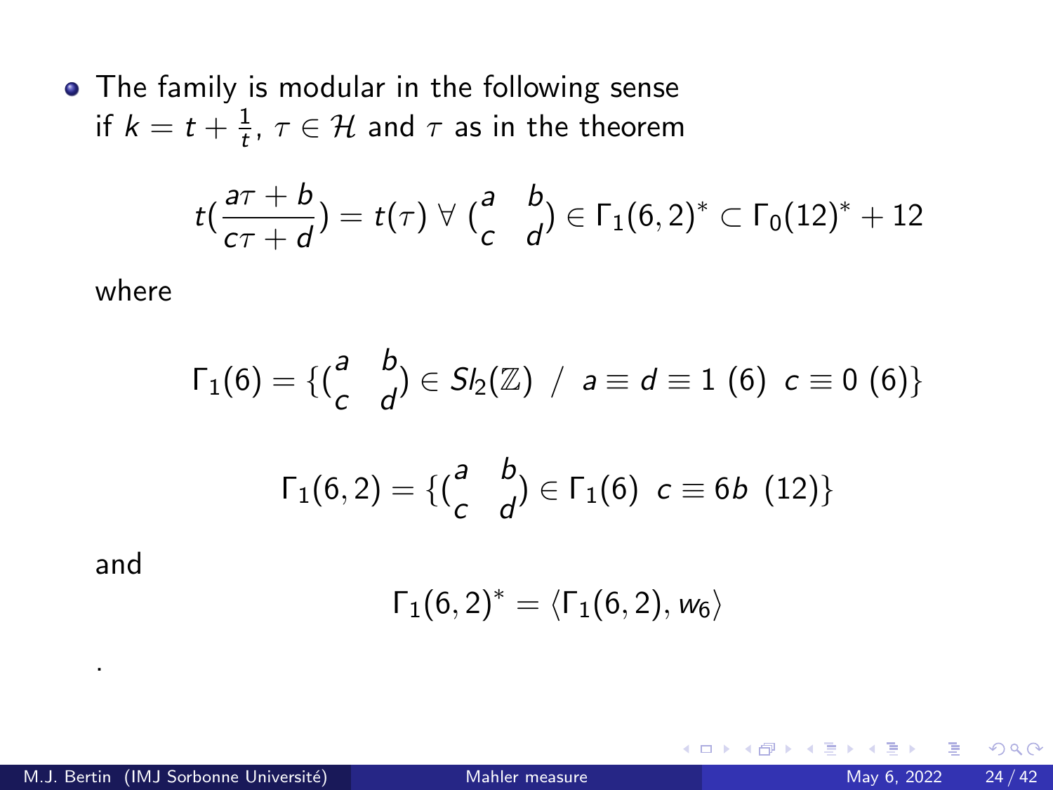- The family is modular in the following sense
  if $k = t + \frac{1}{t}$, $\tau \in \mathcal{H}$ and $\tau$ as in the theorem

$$t(\frac{a\tau + b}{c\tau + d}) = t(\tau) \; \forall \; (\begin{smallmatrix} a & b \\ c & d \end{smallmatrix}) \in \Gamma_1(6,2)^* \subset \Gamma_0(12)^* + 12$$

  where

$$\Gamma_1(6) = \{(\begin{smallmatrix} a & b \\ c & d \end{smallmatrix}) \in Sl_2(\mathbb{Z}) \; / \; a \equiv d \equiv 1 \; (6) \;\; c \equiv 0 \; (6)\}$$

$$\Gamma_1(6,2) = \{(\begin{smallmatrix} a & b \\ c & d \end{smallmatrix}) \in \Gamma_1(6) \;\; c \equiv 6b \;\; (12)\}$$

  and

$$\Gamma_1(6,2)^* = \langle \Gamma_1(6,2), w_6 \rangle$$

  .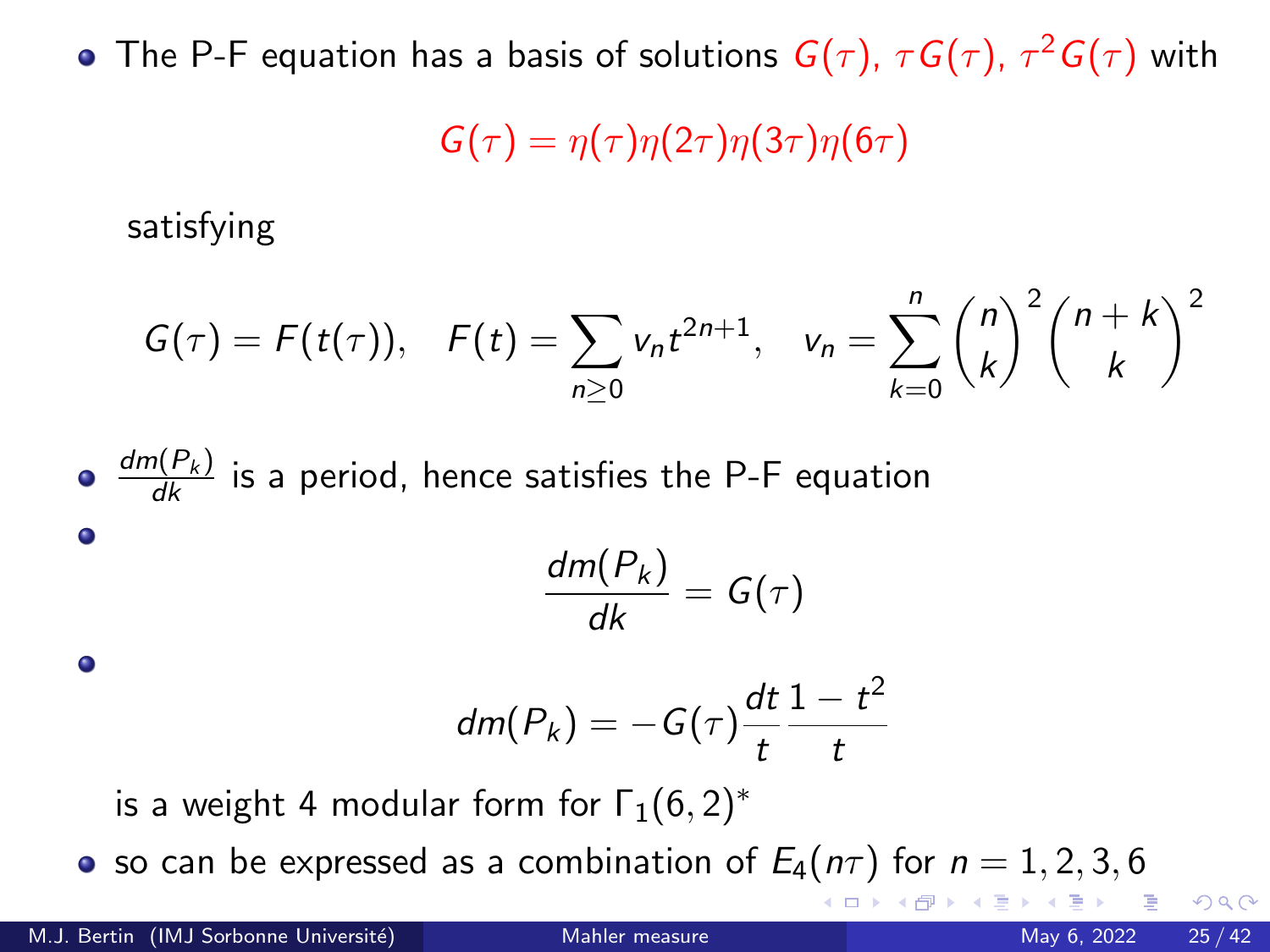- The P-F equation has a basis of solutions $G(\tau)$, $\tau G(\tau)$, $\tau^2 G(\tau)$ with

$$G(\tau) = \eta(\tau)\eta(2\tau)\eta(3\tau)\eta(6\tau)$$

satisfying

$$G(\tau) = F(t(\tau)), \quad F(t) = \sum_{n \geq 0} v_n t^{2n+1}, \quad v_n = \sum_{k=0}^{n} \binom{n}{k}^2 \binom{n+k}{k}^2$$

- $\frac{dm(P_k)}{dk}$ is a period, hence satisfies the P-F equation
-

$$\frac{dm(P_k)}{dk} = G(\tau)$$

-

$$dm(P_k) = -G(\tau)\frac{dt}{t}\frac{1-t^2}{t}$$

is a weight 4 modular form for $\Gamma_1(6,2)^*$
- so can be expressed as a combination of $E_4(n\tau)$ for $n = 1, 2, 3, 6$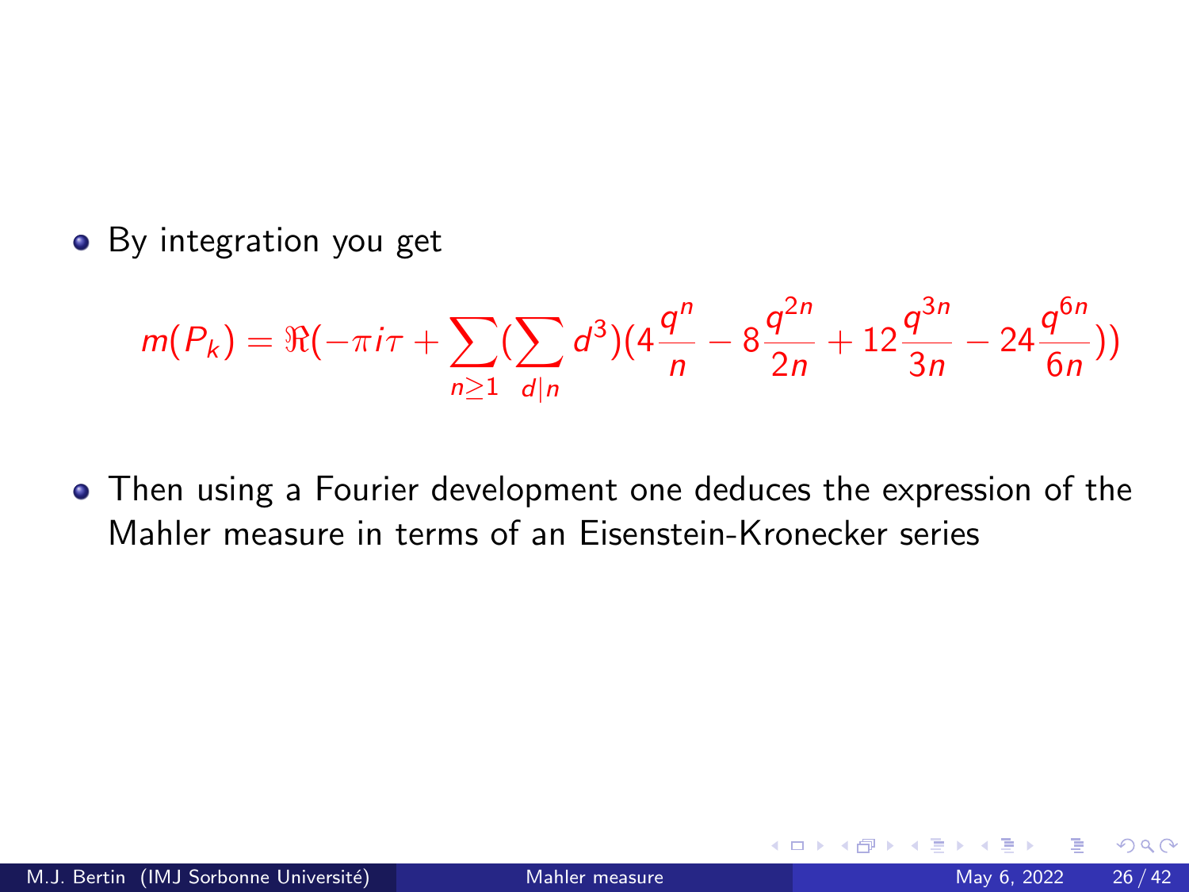- By integration you get

$$m(P_k) = \Re(-\pi i \tau + \sum_{n \geq 1} (\sum_{d|n} d^3)(4\frac{q^n}{n} - 8\frac{q^{2n}}{2n} + 12\frac{q^{3n}}{3n} - 24\frac{q^{6n}}{6n}))$$

- Then using a Fourier development one deduces the expression of the Mahler measure in terms of an Eisenstein-Kronecker series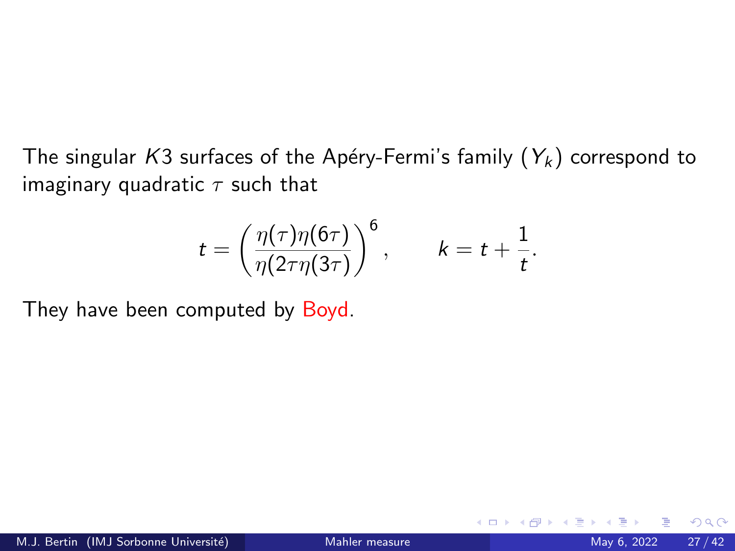The singular $K3$ surfaces of the Apéry-Fermi's family $(Y_k)$ correspond to imaginary quadratic $\tau$ such that

$$t = \left(\frac{\eta(\tau)\eta(6\tau)}{\eta(2\tau\eta(3\tau)}\right)^6, \qquad k = t + \frac{1}{t}.$$

They have been computed by Boyd.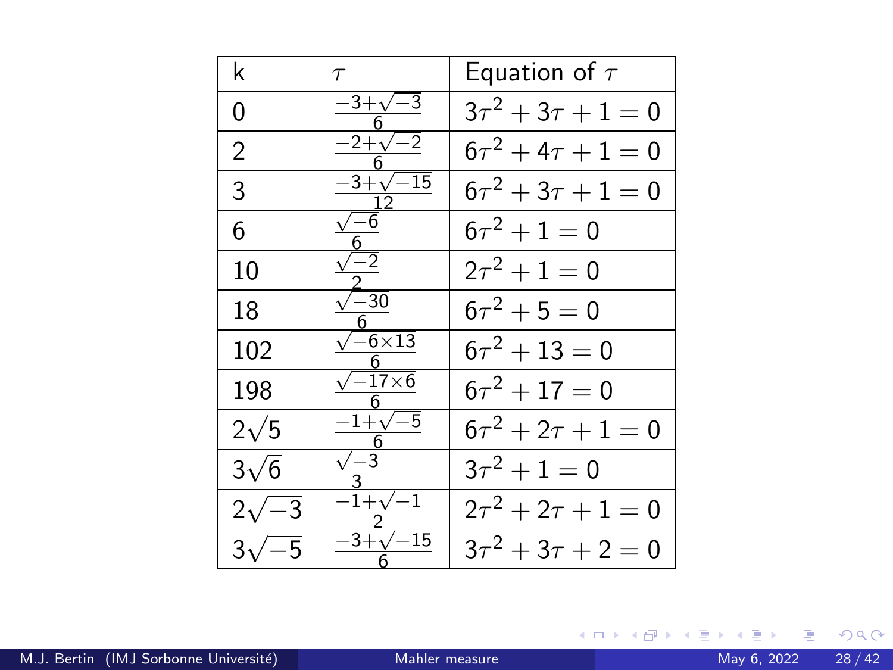| k | $\tau$ | Equation of $\tau$ |
|---|---|---|
| 0 | $\frac{-3+\sqrt{-3}}{6}$ | $3\tau^2+3\tau+1=0$ |
| 2 | $\frac{-2+\sqrt{-2}}{6}$ | $6\tau^2+4\tau+1=0$ |
| 3 | $\frac{-3+\sqrt{-15}}{12}$ | $6\tau^2+3\tau+1=0$ |
| 6 | $\frac{\sqrt{-6}}{6}$ | $6\tau^2+1=0$ |
| 10 | $\frac{\sqrt{-2}}{2}$ | $2\tau^2+1=0$ |
| 18 | $\frac{\sqrt{-30}}{6}$ | $6\tau^2+5=0$ |
| 102 | $\frac{\sqrt{-6\times 13}}{6}$ | $6\tau^2+13=0$ |
| 198 | $\frac{\sqrt{-17\times 6}}{6}$ | $6\tau^2+17=0$ |
| $2\sqrt{5}$ | $\frac{-1+\sqrt{-5}}{6}$ | $6\tau^2+2\tau+1=0$ |
| $3\sqrt{6}$ | $\frac{\sqrt{-3}}{3}$ | $3\tau^2+1=0$ |
| $2\sqrt{-3}$ | $\frac{-1+\sqrt{-1}}{2}$ | $2\tau^2+2\tau+1=0$ |
| $3\sqrt{-5}$ | $\frac{-3+\sqrt{-15}}{6}$ | $3\tau^2+3\tau+2=0$ |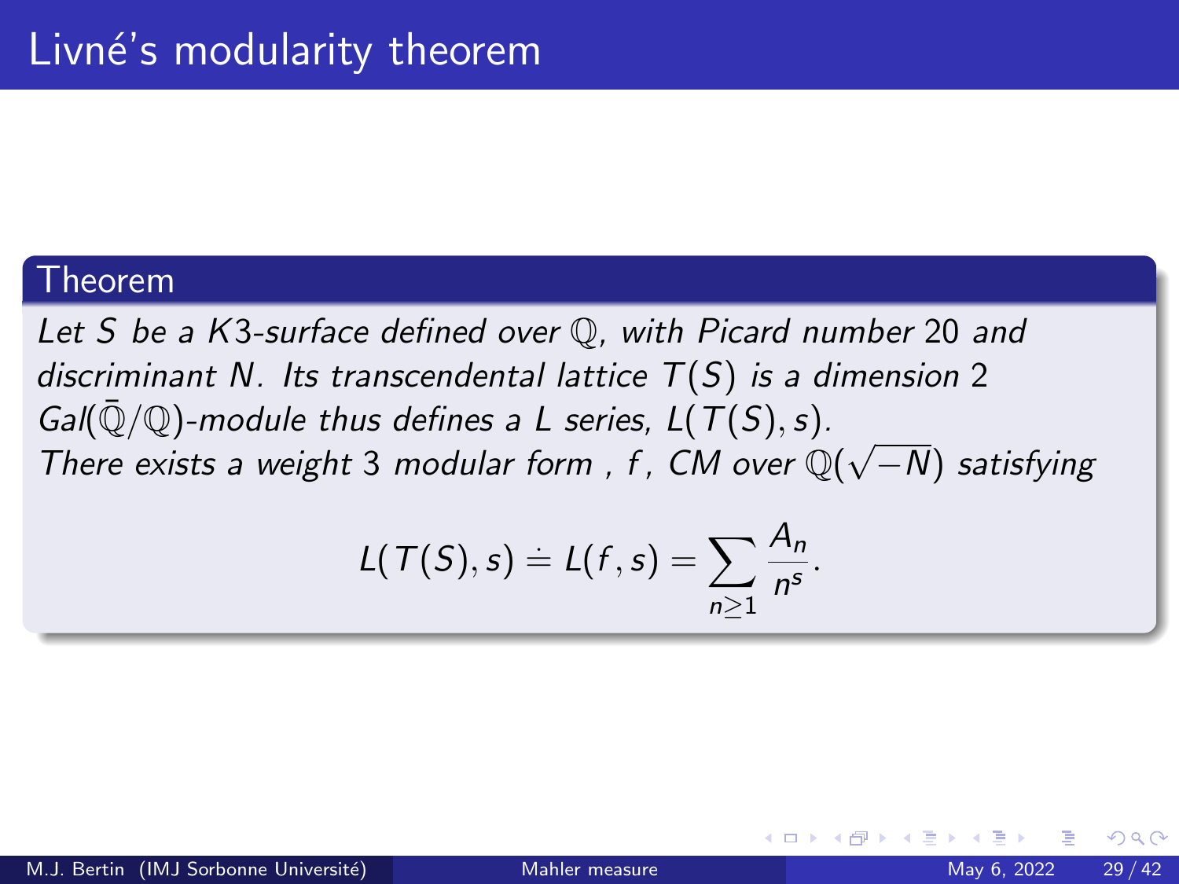# Livné's modularity theorem

**Theorem**

*Let $S$ be a $K3$-surface defined over $\mathbb{Q}$, with Picard number 20 and discriminant $N$. Its transcendental lattice $T(S)$ is a dimension 2 $Gal(\bar{\mathbb{Q}}/\mathbb{Q})$-module thus defines a L series, $L(T(S), s)$.*
*There exists a weight 3 modular form , $f$, CM over $\mathbb{Q}(\sqrt{-N})$ satisfying*

$$L(T(S), s) \doteq L(f, s) = \sum_{n \geq 1} \frac{A_n}{n^s}.$$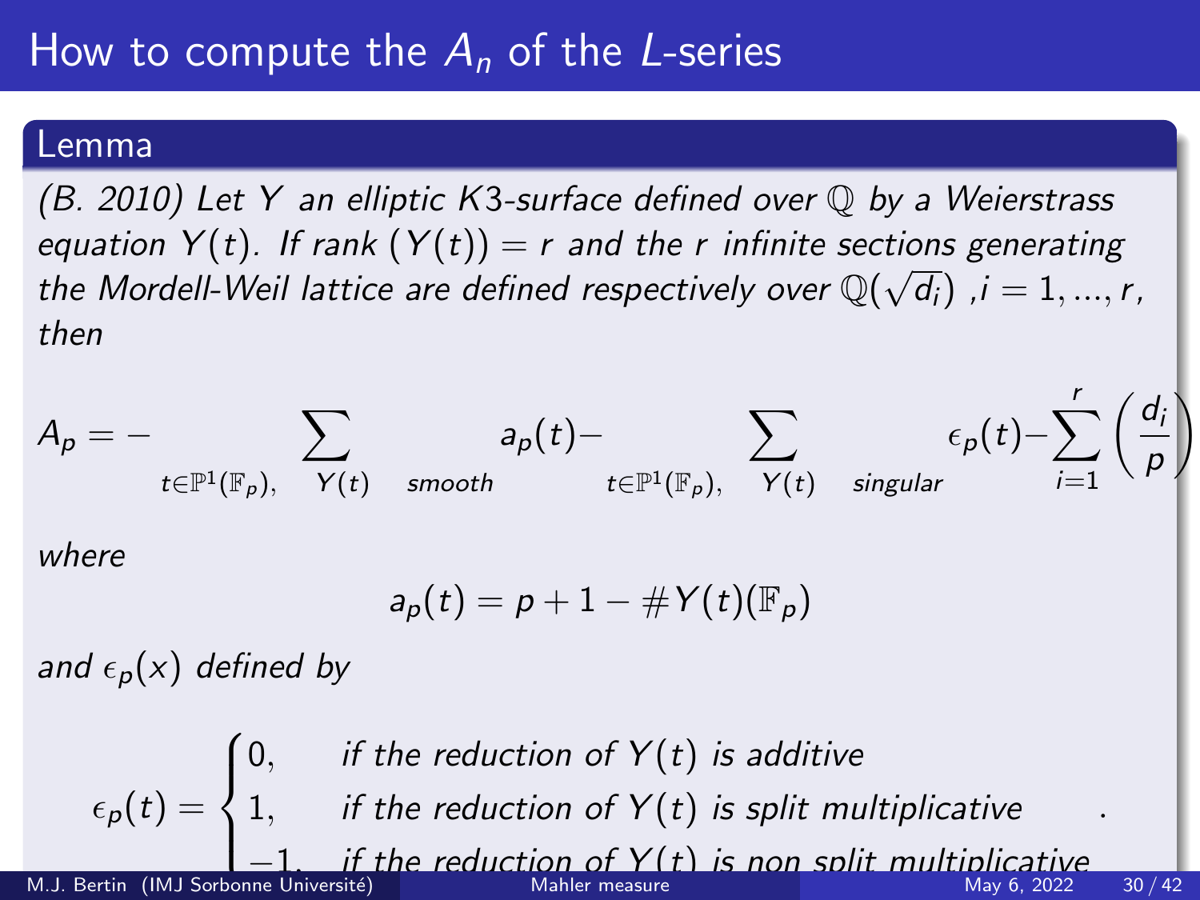# How to compute the $A_n$ of the $L$-series

**Lemma**

*(B. 2010) Let $Y$ an elliptic $K3$-surface defined over $\mathbb{Q}$ by a Weierstrass equation $Y(t)$. If rank $(Y(t)) = r$ and the $r$ infinite sections generating the Mordell-Weil lattice are defined respectively over $\mathbb{Q}(\sqrt{d_i})$ ,$i = 1, ..., r$, then*

$$A_p = -\sum_{t \in \mathbb{P}^1(\mathbb{F}_p), \quad Y(t) \quad smooth} a_p(t) - \sum_{t \in \mathbb{P}^1(\mathbb{F}_p), \quad Y(t) \quad singular} \epsilon_p(t) - \sum_{i=1}^{r} \left( \frac{d_i}{p} \right)$$

*where*

$$a_p(t) = p + 1 - \# Y(t)(\mathbb{F}_p)$$

*and $\epsilon_p(x)$ defined by*

$$\epsilon_p(t) = \begin{cases} 0, & \text{if the reduction of } Y(t) \text{ is additive} \\ 1, & \text{if the reduction of } Y(t) \text{ is split multiplicative} \\ -1, & \text{if the reduction of } Y(t) \text{ is non split multiplicative} \end{cases}.$$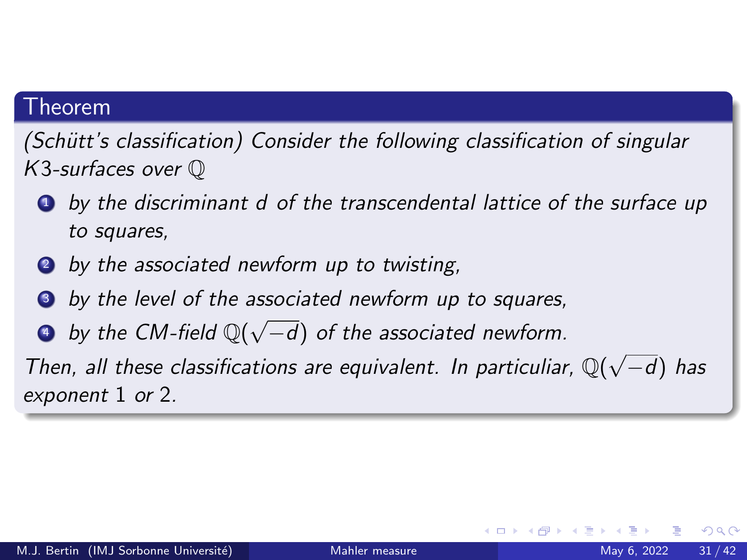### Theorem

*(Schütt's classification) Consider the following classification of singular $K3$-surfaces over $\mathbb{Q}$*

1. *by the discriminant $d$ of the transcendental lattice of the surface up to squares,*
2. *by the associated newform up to twisting,*
3. *by the level of the associated newform up to squares,*
4. *by the CM-field $\mathbb{Q}(\sqrt{-d})$ of the associated newform.*

*Then, all these classifications are equivalent. In particuliar, $\mathbb{Q}(\sqrt{-d})$ has exponent 1 or 2.*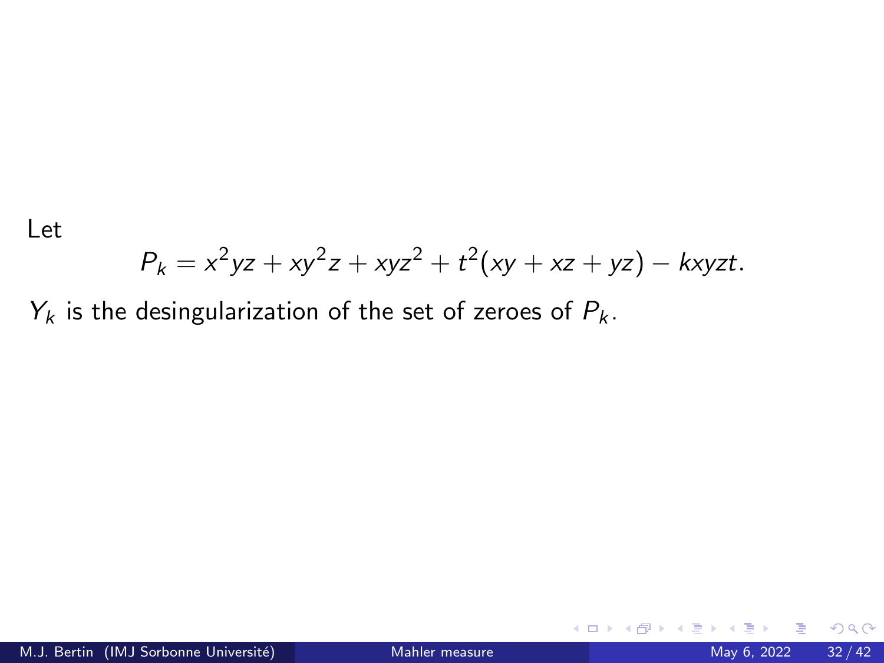Let

$$P_k = x^2yz + xy^2z + xyz^2 + t^2(xy + xz + yz) - kxyzt.$$

$Y_k$ is the desingularization of the set of zeroes of $P_k$.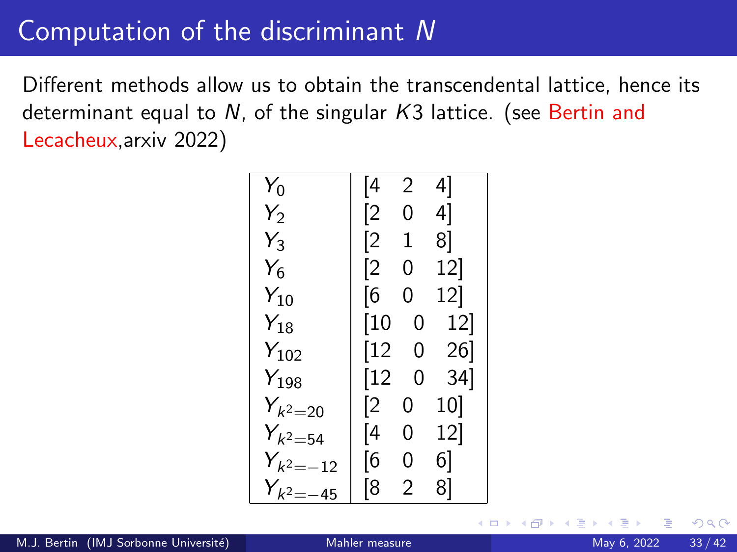# Computation of the discriminant $N$

Different methods allow us to obtain the transcendental lattice, hence its determinant equal to $N$, of the singular $K3$ lattice. (see Bertin and Lecacheux,arxiv 2022)

| | |
|---|---|
| $Y_0$ | $[4 \quad 2 \quad 4]$ |
| $Y_2$ | $[2 \quad 0 \quad 4]$ |
| $Y_3$ | $[2 \quad 1 \quad 8]$ |
| $Y_6$ | $[2 \quad 0 \quad 12]$ |
| $Y_{10}$ | $[6 \quad 0 \quad 12]$ |
| $Y_{18}$ | $[10 \quad 0 \quad 12]$ |
| $Y_{102}$ | $[12 \quad 0 \quad 26]$ |
| $Y_{198}$ | $[12 \quad 0 \quad 34]$ |
| $Y_{k^2=20}$ | $[2 \quad 0 \quad 10]$ |
| $Y_{k^2=54}$ | $[4 \quad 0 \quad 12]$ |
| $Y_{k^2=-12}$ | $[6 \quad 0 \quad 6]$ |
| $Y_{k^2=-45}$ | $[8 \quad 2 \quad 8]$ |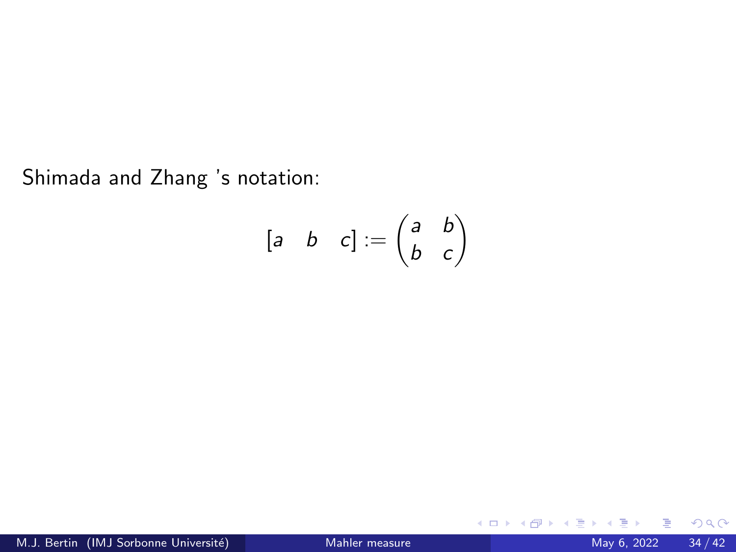Shimada and Zhang 's notation:

$$[a \quad b \quad c] := \begin{pmatrix} a & b \\ b & c \end{pmatrix}$$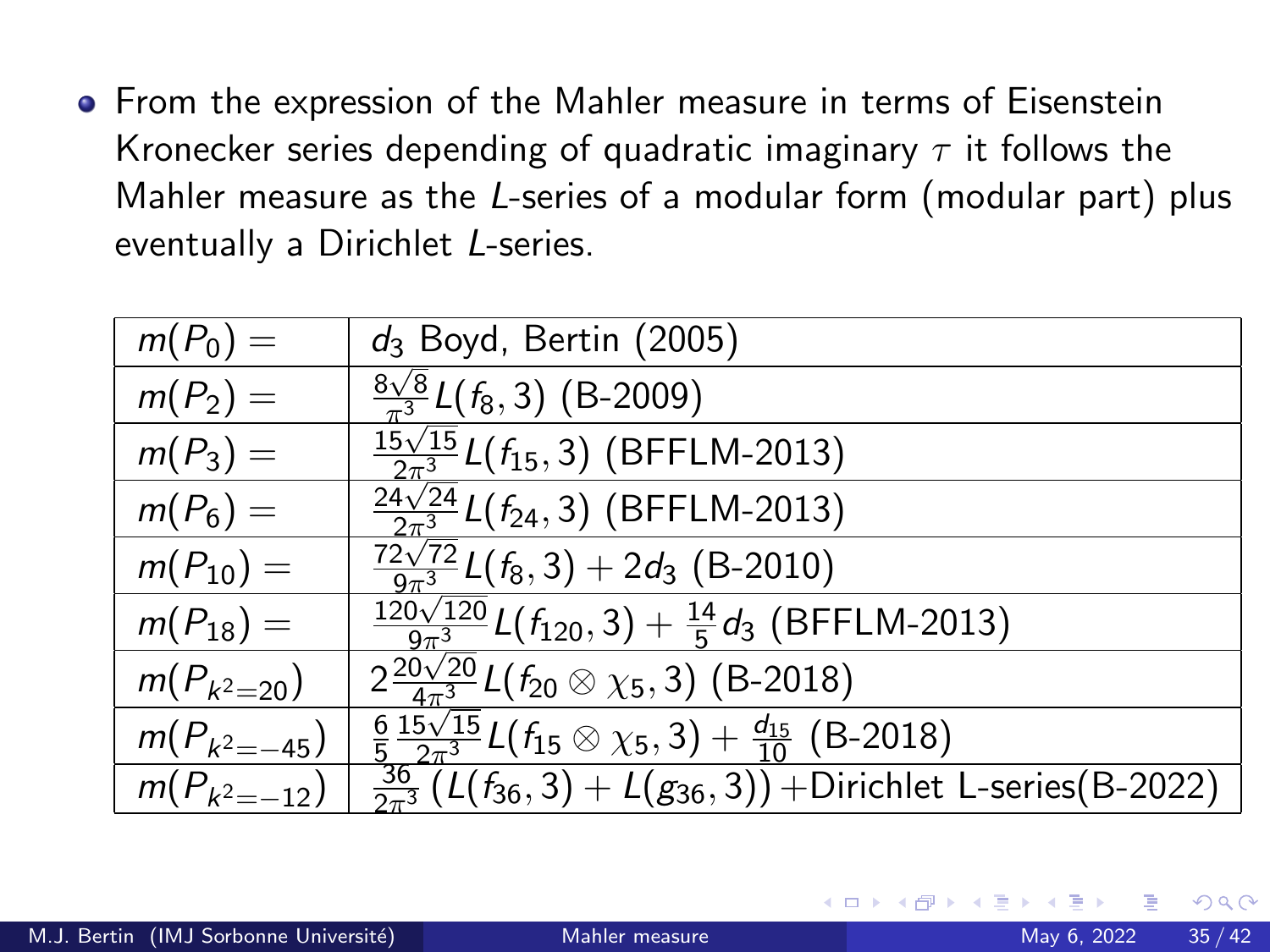- From the expression of the Mahler measure in terms of Eisenstein Kronecker series depending of quadratic imaginary $\tau$ it follows the Mahler measure as the $L$-series of a modular form (modular part) plus eventually a Dirichlet $L$-series.

| | |
|---|---|
| $m(P_0) =$ | $d_3$ Boyd, Bertin (2005) |
| $m(P_2) =$ | $\frac{8\sqrt{8}}{\pi^3} L(f_8, 3)$ (B-2009) |
| $m(P_3) =$ | $\frac{15\sqrt{15}}{2\pi^3} L(f_{15}, 3)$ (BFFLM-2013) |
| $m(P_6) =$ | $\frac{24\sqrt{24}}{2\pi^3} L(f_{24}, 3)$ (BFFLM-2013) |
| $m(P_{10}) =$ | $\frac{72\sqrt{72}}{9\pi^3} L(f_8, 3) + 2d_3$ (B-2010) |
| $m(P_{18}) =$ | $\frac{120\sqrt{120}}{9\pi^3} L(f_{120}, 3) + \frac{14}{5} d_3$ (BFFLM-2013) |
| $m(P_{k^2=20})$ | $2\frac{20\sqrt{20}}{4\pi^3} L(f_{20} \otimes \chi_5, 3)$ (B-2018) |
| $m(P_{k^2=-45})$ | $\frac{6}{5}\frac{15\sqrt{15}}{2\pi^3} L(f_{15} \otimes \chi_5, 3) + \frac{d_{15}}{10}$ (B-2018) |
| $m(P_{k^2=-12})$ | $\frac{36}{2\pi^3} (L(f_{36}, 3) + L(g_{36}, 3))$ +Dirichlet L-series(B-2022) |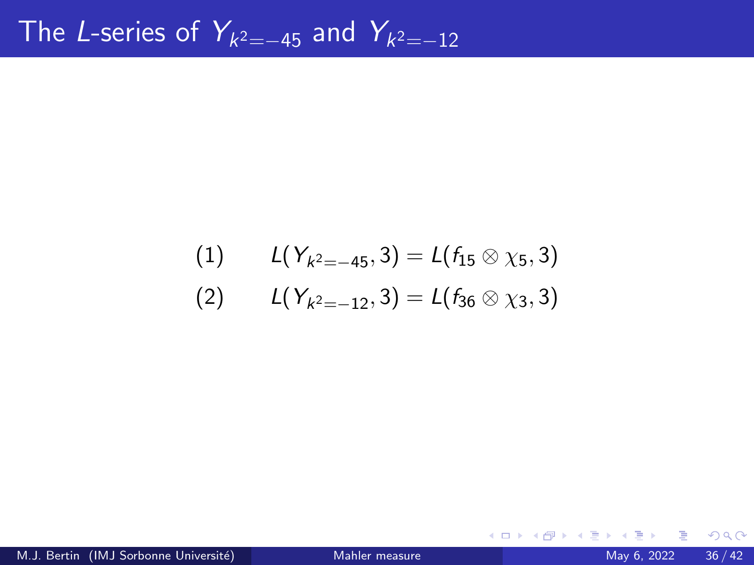# The $L$-series of $Y_{k^2=-45}$ and $Y_{k^2=-12}$

$$
\begin{aligned}
&(1) \qquad L(Y_{k^2=-45}, 3) = L(f_{15} \otimes \chi_5, 3) \\
&(2) \qquad L(Y_{k^2=-12}, 3) = L(f_{36} \otimes \chi_3, 3)
\end{aligned}
$$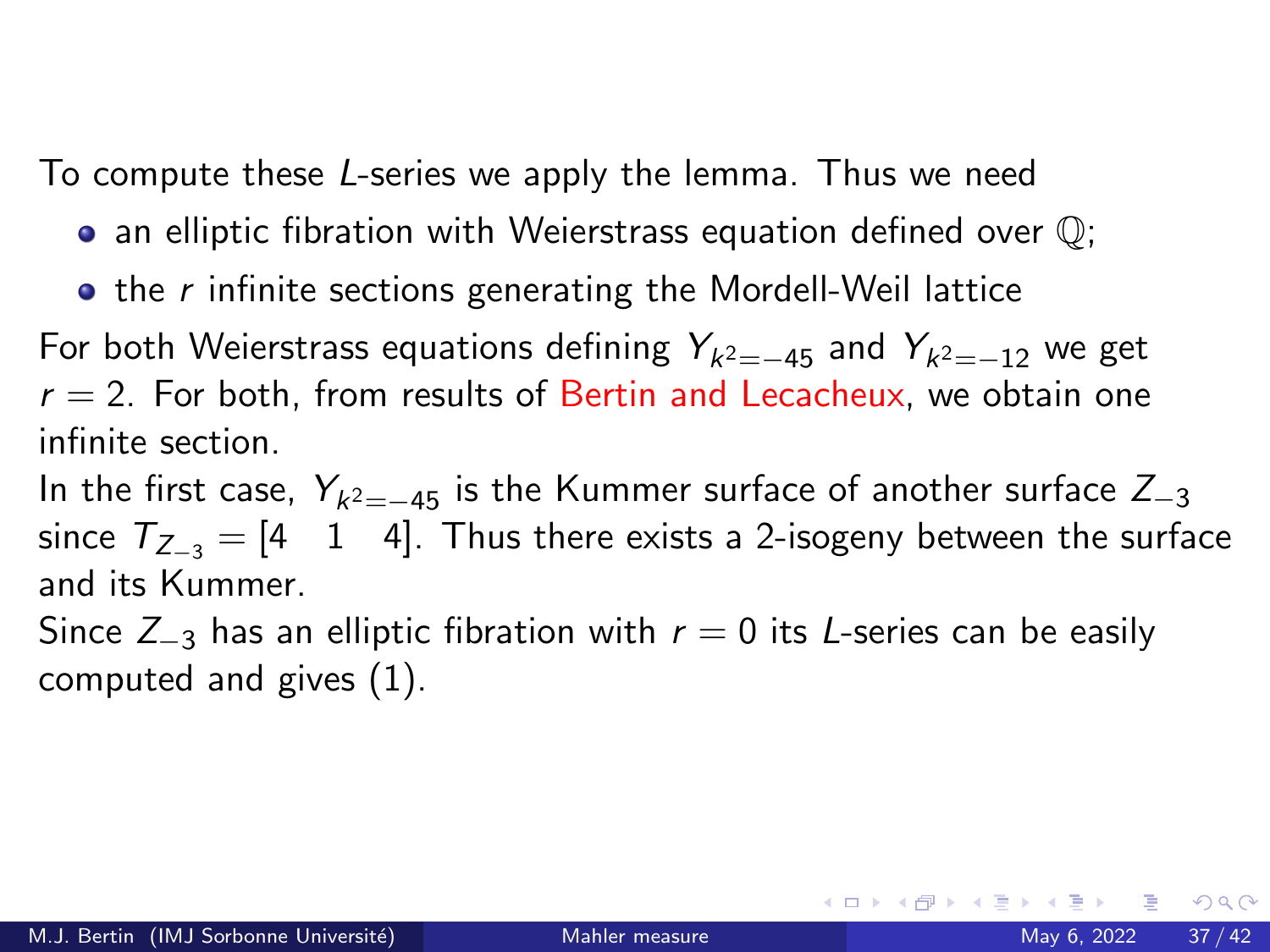To compute these $L$-series we apply the lemma. Thus we need

- an elliptic fibration with Weierstrass equation defined over $\mathbb{Q}$;
- the $r$ infinite sections generating the Mordell-Weil lattice

For both Weierstrass equations defining $Y_{k^2=-45}$ and $Y_{k^2=-12}$ we get $r = 2$. For both, from results of Bertin and Lecacheux, we obtain one infinite section.

In the first case, $Y_{k^2=-45}$ is the Kummer surface of another surface $Z_{-3}$ since $T_{Z_{-3}} = [4 \quad 1 \quad 4]$. Thus there exists a 2-isogeny between the surface and its Kummer.

Since $Z_{-3}$ has an elliptic fibration with $r = 0$ its $L$-series can be easily computed and gives (1).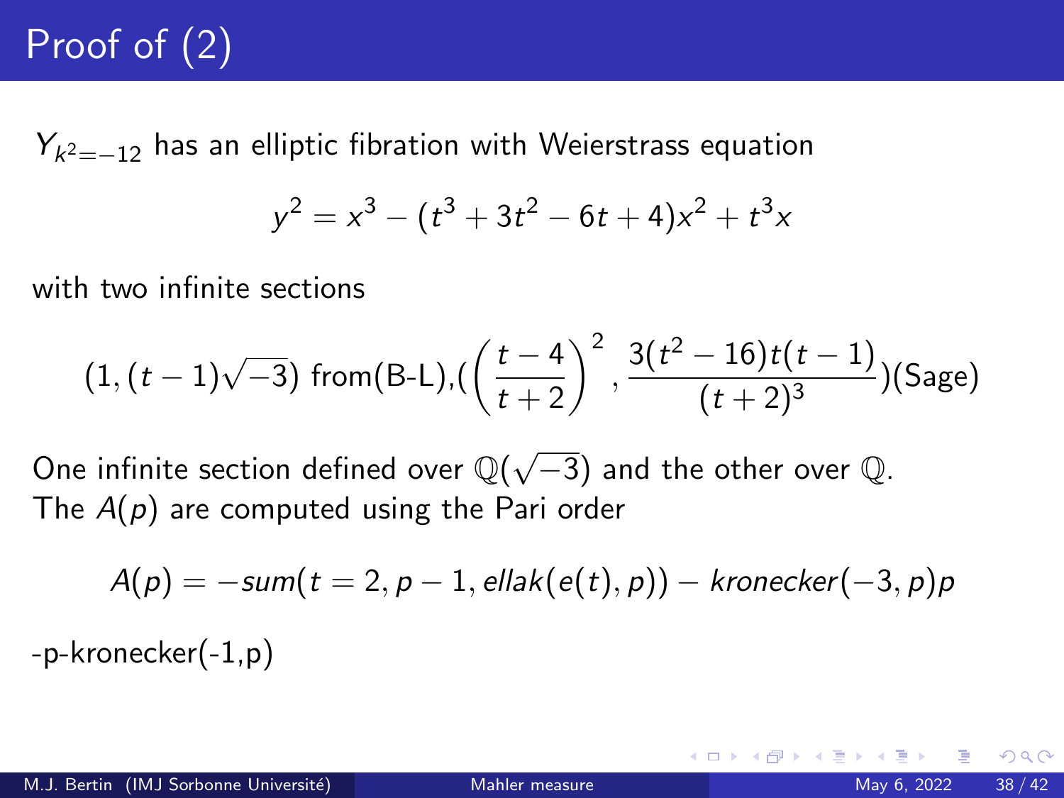# Proof of (2)

$Y_{k^2=-12}$ has an elliptic fibration with Weierstrass equation

$$y^2 = x^3 - (t^3 + 3t^2 - 6t + 4)x^2 + t^3 x$$

with two infinite sections

$$(1, (t-1)\sqrt{-3}) \text{ from(B-L)},\left(\left(\frac{t-4}{t+2}\right)^2, \frac{3(t^2-16)t(t-1)}{(t+2)^3}\right)\text{(Sage)}$$

One infinite section defined over $\mathbb{Q}(\sqrt{-3})$ and the other over $\mathbb{Q}$.
The $A(p)$ are computed using the Pari order

$$A(p) = -sum(t = 2, p-1, ellak(e(t), p)) - kronecker(-3, p)p$$

-p-kronecker(-1,p)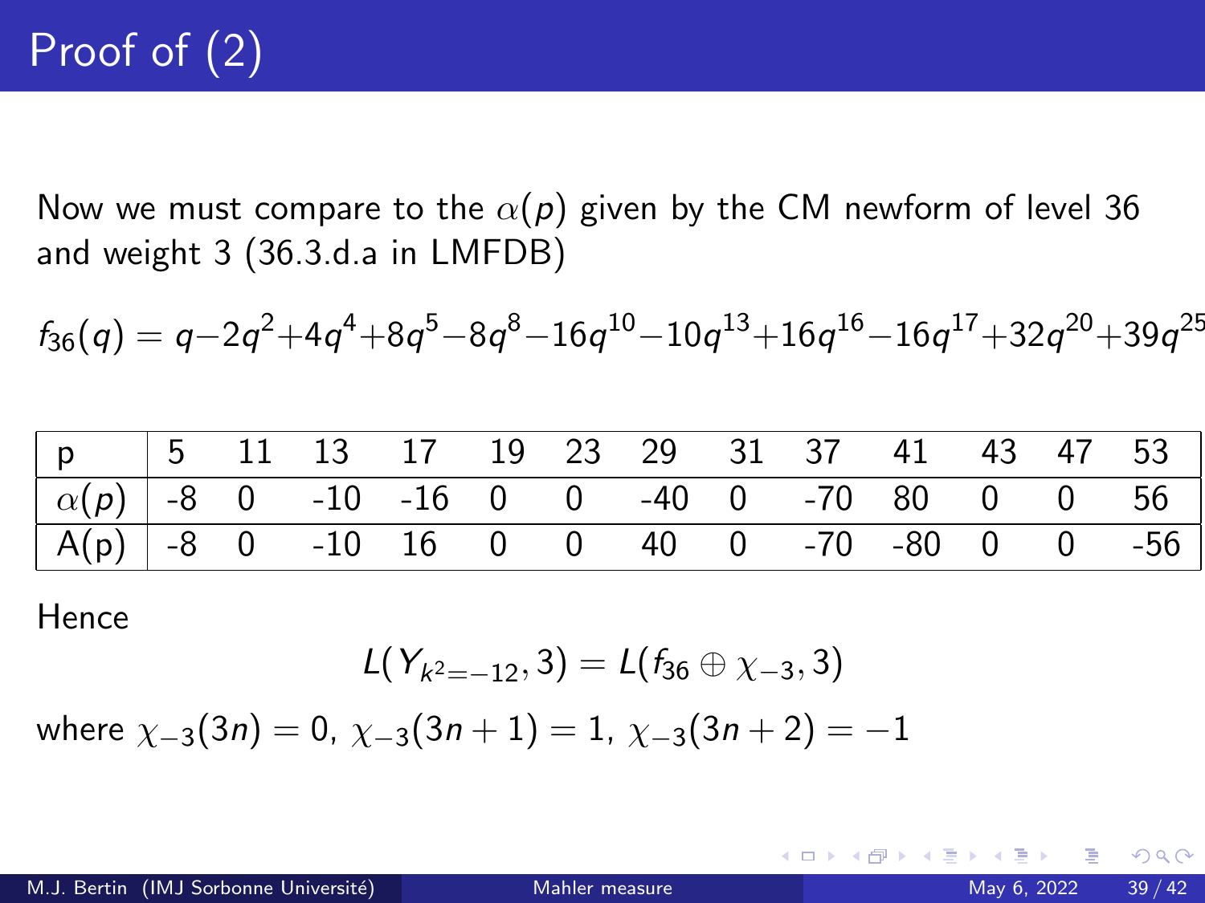# Proof of (2)

Now we must compare to the $\alpha(p)$ given by the CM newform of level 36 and weight 3 (36.3.d.a in LMFDB)

$$f_{36}(q) = q - 2q^2 + 4q^4 + 8q^5 - 8q^8 - 16q^{10} - 10q^{13} + 16q^{16} - 16q^{17} + 32q^{20} + 39q^{25}$$

| p | 5 | 11 | 13 | 17 | 19 | 23 | 29 | 31 | 37 | 41 | 43 | 47 | 53 |
|---|---|---|---|---|---|---|---|---|---|---|---|---|---|
| $\alpha(p)$ | -8 | 0 | -10 | -16 | 0 | 0 | -40 | 0 | -70 | 80 | 0 | 0 | 56 |
| A(p) | -8 | 0 | -10 | 16 | 0 | 0 | 40 | 0 | -70 | -80 | 0 | 0 | -56 |

Hence

$$L(Y_{k^2=-12}, 3) = L(f_{36} \oplus \chi_{-3}, 3)$$

where $\chi_{-3}(3n) = 0$, $\chi_{-3}(3n+1) = 1$, $\chi_{-3}(3n+2) = -1$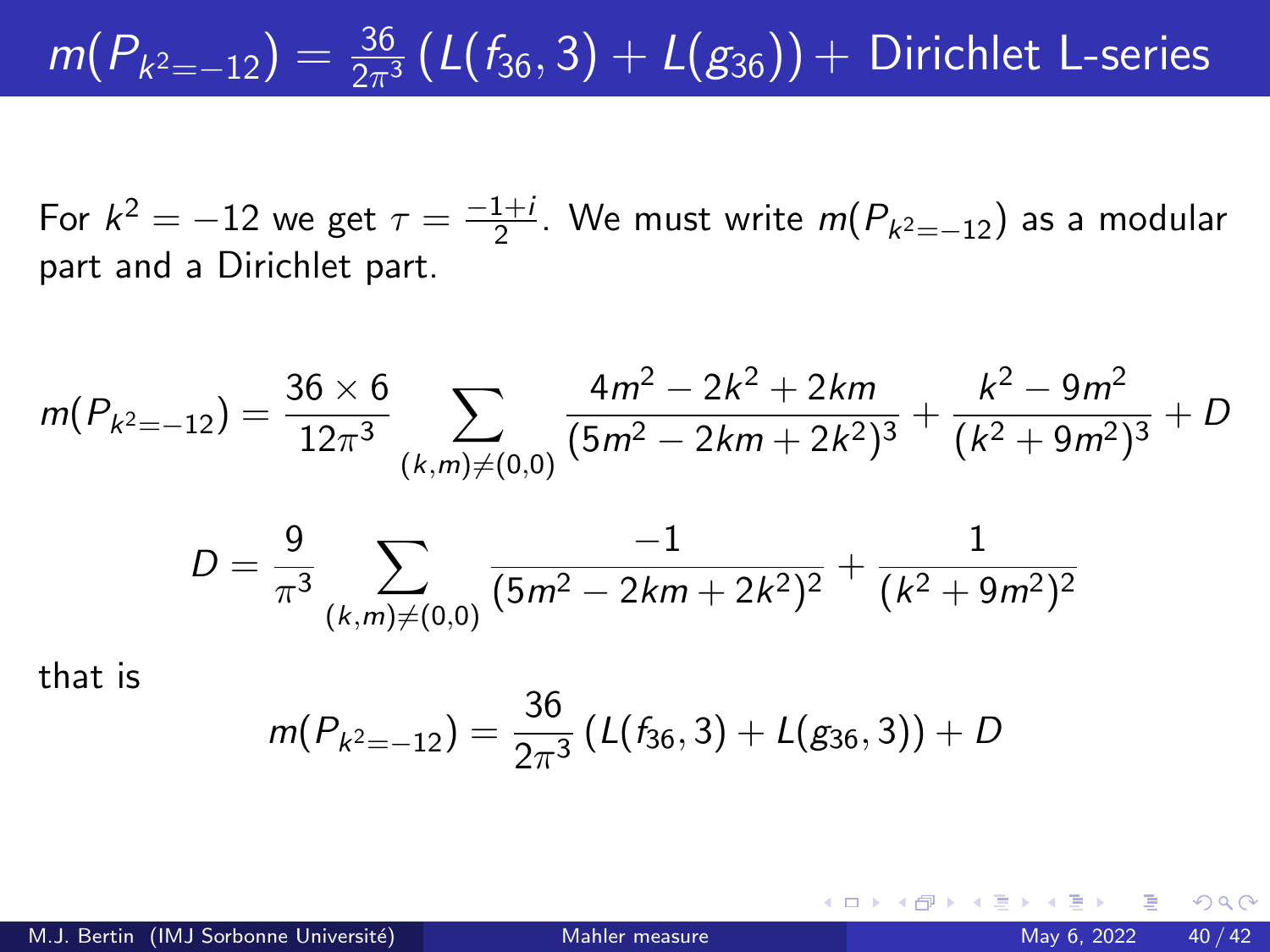# $m(P_{k^2=-12}) = \frac{36}{2\pi^3}\left(L(f_{36},3) + L(g_{36})\right) +$ Dirichlet L-series

For $k^2 = -12$ we get $\tau = \frac{-1+i}{2}$. We must write $m(P_{k^2=-12})$ as a modular part and a Dirichlet part.

$$m(P_{k^2=-12}) = \frac{36 \times 6}{12\pi^3} \sum_{(k,m)\neq(0,0)} \frac{4m^2 - 2k^2 + 2km}{(5m^2 - 2km + 2k^2)^3} + \frac{k^2 - 9m^2}{(k^2 + 9m^2)^3} + D$$

$$D = \frac{9}{\pi^3} \sum_{(k,m)\neq(0,0)} \frac{-1}{(5m^2 - 2km + 2k^2)^2} + \frac{1}{(k^2 + 9m^2)^2}$$

that is

$$m(P_{k^2=-12}) = \frac{36}{2\pi^3}\left(L(f_{36},3) + L(g_{36},3)\right) + D$$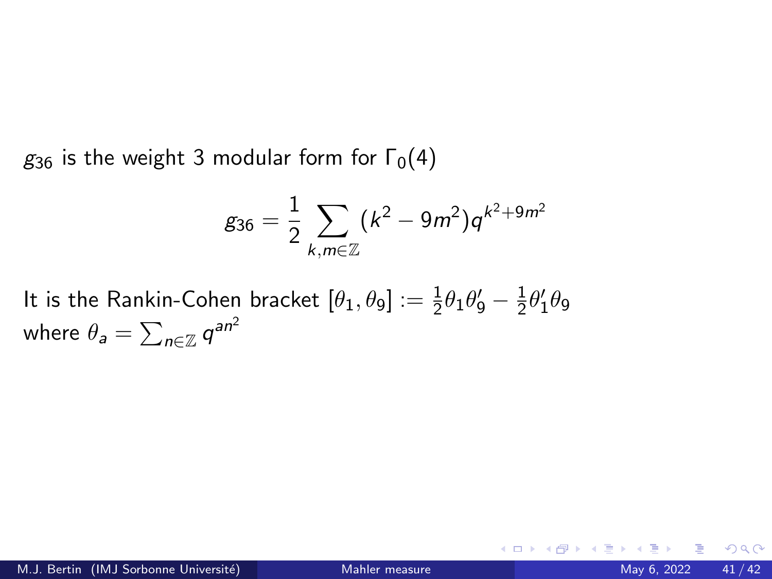$g_{36}$ is the weight 3 modular form for $\Gamma_0(4)$

$$g_{36} = \frac{1}{2} \sum_{k,m \in \mathbb{Z}} (k^2 - 9m^2) q^{k^2+9m^2}$$

It is the Rankin-Cohen bracket $[\theta_1, \theta_9] := \frac{1}{2}\theta_1\theta_9' - \frac{1}{2}\theta_1'\theta_9$ where $\theta_a = \sum_{n\in\mathbb{Z}} q^{an^2}$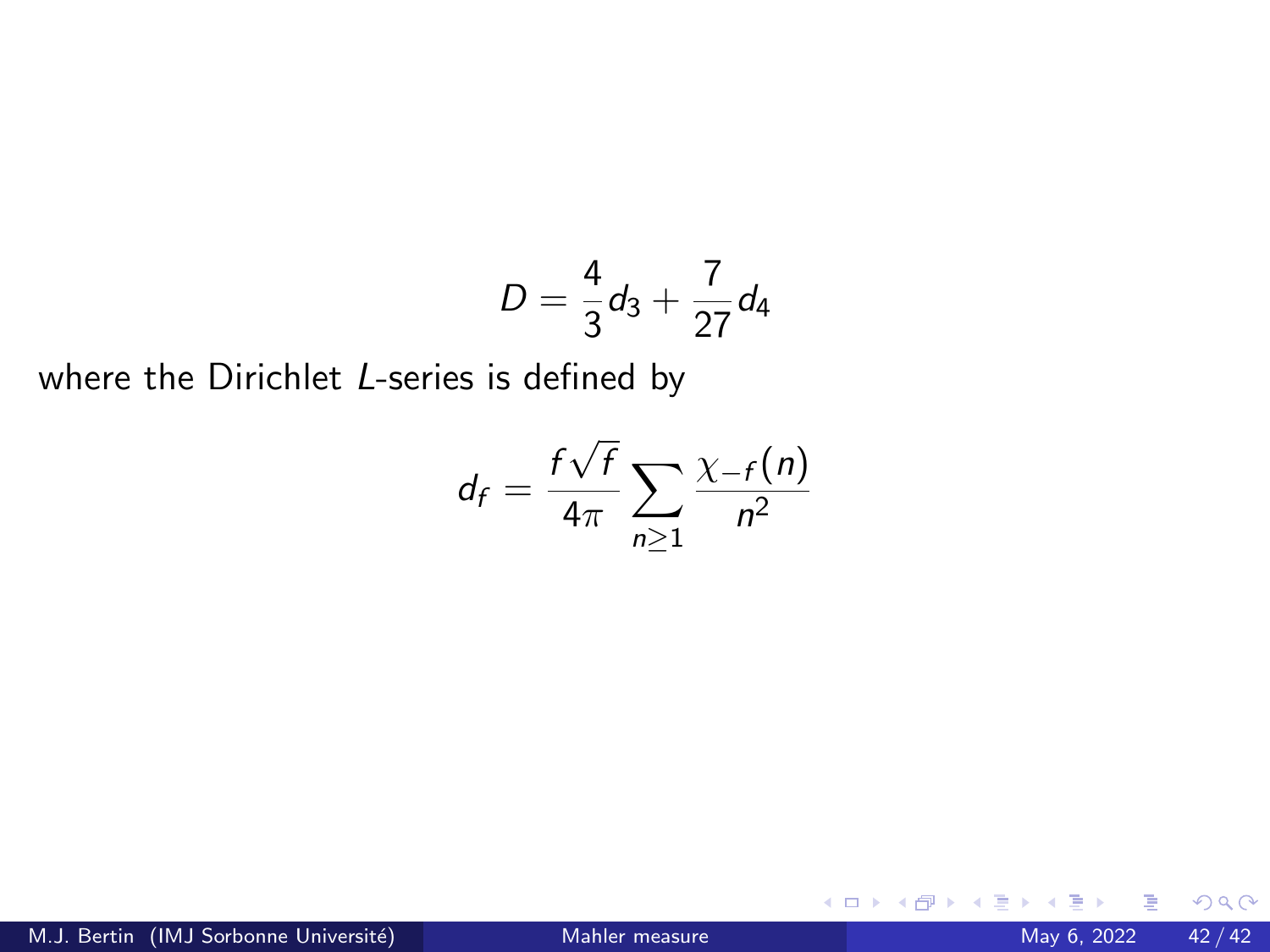$$D = \frac{4}{3}d_3 + \frac{7}{27}d_4$$

where the Dirichlet $L$-series is defined by

$$d_f = \frac{f\sqrt{f}}{4\pi}\sum_{n\geq 1}\frac{\chi_{-f}(n)}{n^2}$$